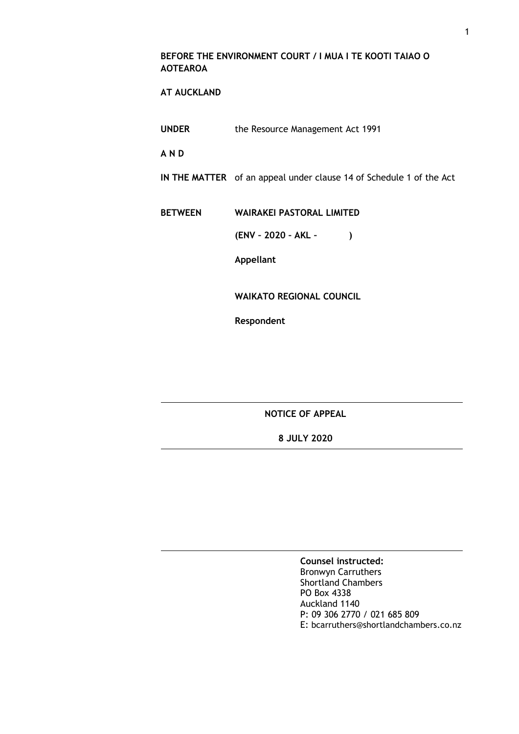**BEFORE THE ENVIRONMENT COURT / I MUA I TE KOOTI TAIAO O AOTEAROA**

**AT AUCKLAND**

**UNDER** the Resource Management Act 1991

**A N D**

**IN THE MATTER** of an appeal under clause 14 of Schedule 1 of the Act

**BETWEEN** **WAIRAKEI PASTORAL LIMITED**

**(ENV – 2020 – AKL – )**

**Appellant**

**WAIKATO REGIONAL COUNCIL**

**Respondent**

---

**NOTICE OF APPEAL**

**8 JULY 2020**

---

**Counsel instructed:**
Bronwyn Carruthers
Shortland Chambers
PO Box 4338
Auckland 1140
P: 09 306 2770 / 021 685 809
E: bcarruthers@shortlandchambers.co.nz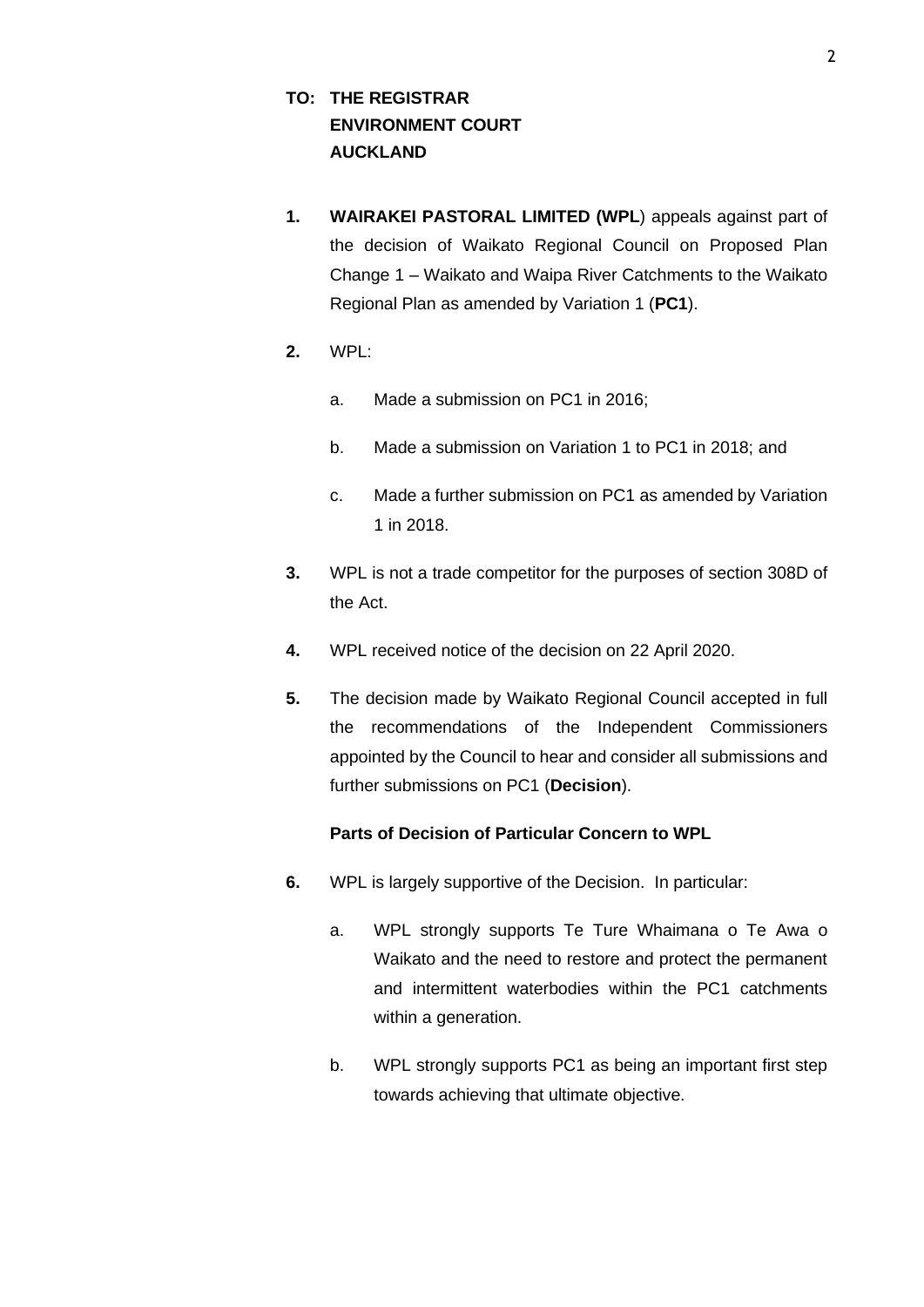**TO: THE REGISTRAR**
**ENVIRONMENT COURT**
**AUCKLAND**

1. **WAIRAKEI PASTORAL LIMITED (WPL**) appeals against part of the decision of Waikato Regional Council on Proposed Plan Change 1 – Waikato and Waipa River Catchments to the Waikato Regional Plan as amended by Variation 1 (**PC1**).

2. WPL:

   a. Made a submission on PC1 in 2016;

   b. Made a submission on Variation 1 to PC1 in 2018; and

   c. Made a further submission on PC1 as amended by Variation 1 in 2018.

3. WPL is not a trade competitor for the purposes of section 308D of the Act.

4. WPL received notice of the decision on 22 April 2020.

5. The decision made by Waikato Regional Council accepted in full the recommendations of the Independent Commissioners appointed by the Council to hear and consider all submissions and further submissions on PC1 (**Decision**).

**Parts of Decision of Particular Concern to WPL**

6. WPL is largely supportive of the Decision. In particular:

   a. WPL strongly supports Te Ture Whaimana o Te Awa o Waikato and the need to restore and protect the permanent and intermittent waterbodies within the PC1 catchments within a generation.

   b. WPL strongly supports PC1 as being an important first step towards achieving that ultimate objective.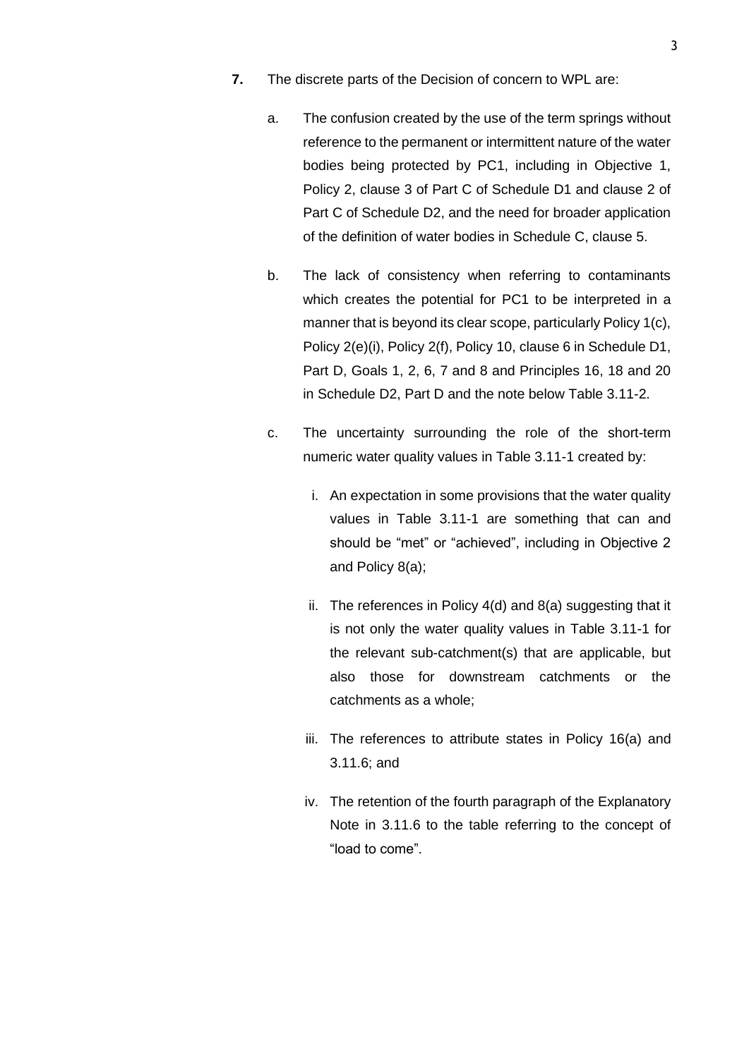**7.** The discrete parts of the Decision of concern to WPL are:

a. The confusion created by the use of the term springs without reference to the permanent or intermittent nature of the water bodies being protected by PC1, including in Objective 1, Policy 2, clause 3 of Part C of Schedule D1 and clause 2 of Part C of Schedule D2, and the need for broader application of the definition of water bodies in Schedule C, clause 5.

b. The lack of consistency when referring to contaminants which creates the potential for PC1 to be interpreted in a manner that is beyond its clear scope, particularly Policy 1(c), Policy 2(e)(i), Policy 2(f), Policy 10, clause 6 in Schedule D1, Part D, Goals 1, 2, 6, 7 and 8 and Principles 16, 18 and 20 in Schedule D2, Part D and the note below Table 3.11-2.

c. The uncertainty surrounding the role of the short-term numeric water quality values in Table 3.11-1 created by:

   i. An expectation in some provisions that the water quality values in Table 3.11-1 are something that can and should be "met" or "achieved", including in Objective 2 and Policy 8(a);

   ii. The references in Policy 4(d) and 8(a) suggesting that it is not only the water quality values in Table 3.11-1 for the relevant sub-catchment(s) that are applicable, but also those for downstream catchments or the catchments as a whole;

   iii. The references to attribute states in Policy 16(a) and 3.11.6; and

   iv. The retention of the fourth paragraph of the Explanatory Note in 3.11.6 to the table referring to the concept of "load to come".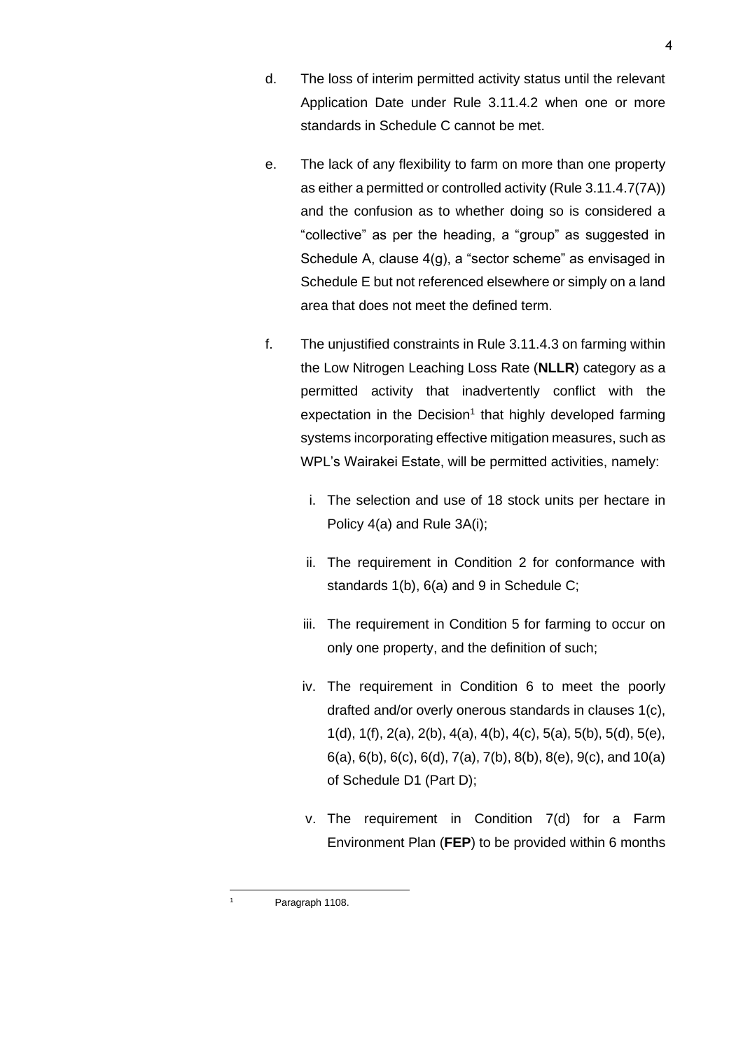d. The loss of interim permitted activity status until the relevant Application Date under Rule 3.11.4.2 when one or more standards in Schedule C cannot be met.

e. The lack of any flexibility to farm on more than one property as either a permitted or controlled activity (Rule 3.11.4.7(7A)) and the confusion as to whether doing so is considered a "collective" as per the heading, a "group" as suggested in Schedule A, clause 4(g), a "sector scheme" as envisaged in Schedule E but not referenced elsewhere or simply on a land area that does not meet the defined term.

f. The unjustified constraints in Rule 3.11.4.3 on farming within the Low Nitrogen Leaching Loss Rate (**NLLR**) category as a permitted activity that inadvertently conflict with the expectation in the Decision[1] that highly developed farming systems incorporating effective mitigation measures, such as WPL's Wairakei Estate, will be permitted activities, namely:

   i. The selection and use of 18 stock units per hectare in Policy 4(a) and Rule 3A(i);

   ii. The requirement in Condition 2 for conformance with standards 1(b), 6(a) and 9 in Schedule C;

   iii. The requirement in Condition 5 for farming to occur on only one property, and the definition of such;

   iv. The requirement in Condition 6 to meet the poorly drafted and/or overly onerous standards in clauses 1(c), 1(d), 1(f), 2(a), 2(b), 4(a), 4(b), 4(c), 5(a), 5(b), 5(d), 5(e), 6(a), 6(b), 6(c), 6(d), 7(a), 7(b), 8(b), 8(e), 9(c), and 10(a) of Schedule D1 (Part D);

   v. The requirement in Condition 7(d) for a Farm Environment Plan (**FEP**) to be provided within 6 months

[1] Paragraph 1108.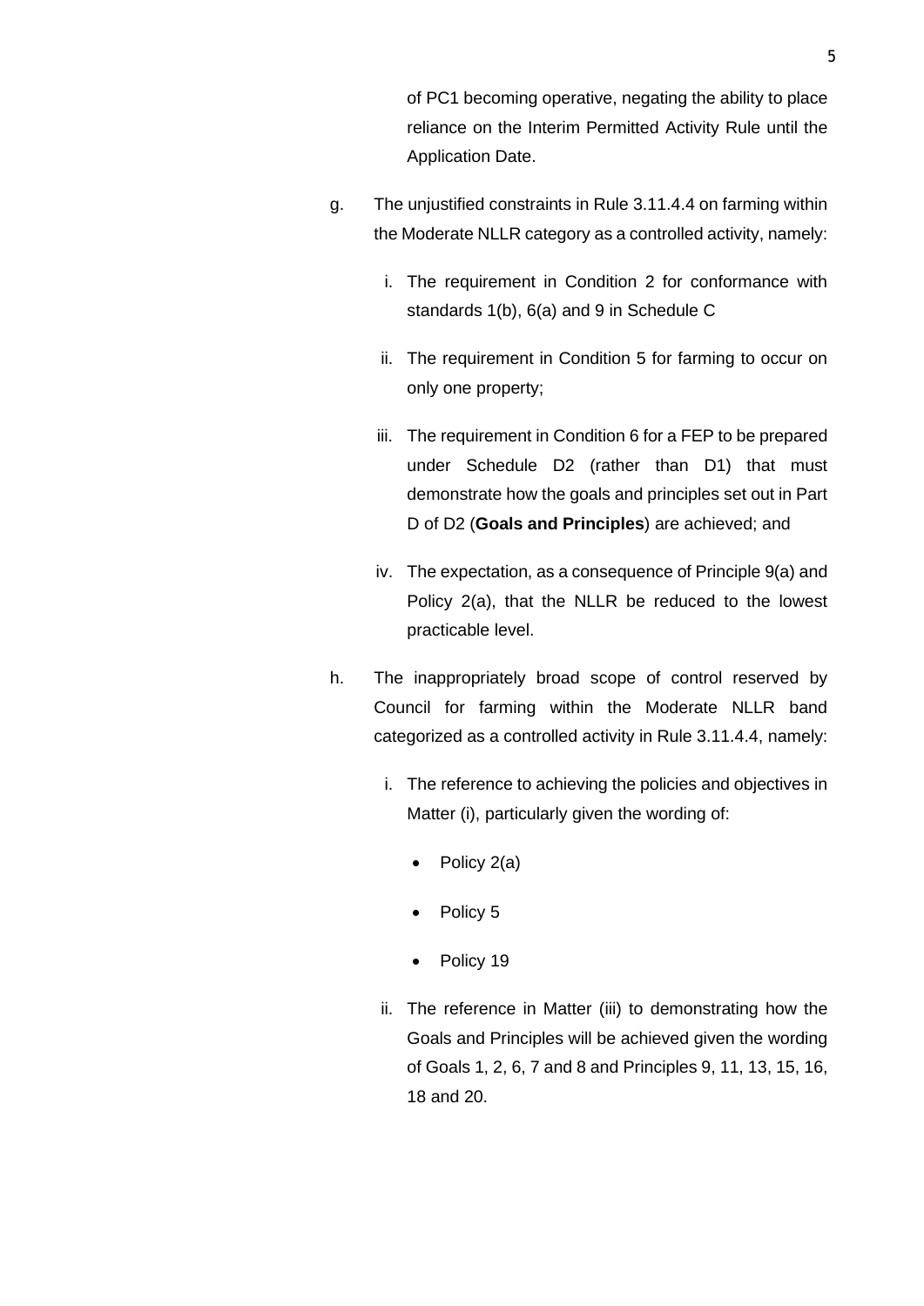of PC1 becoming operative, negating the ability to place reliance on the Interim Permitted Activity Rule until the Application Date.

g. The unjustified constraints in Rule 3.11.4.4 on farming within the Moderate NLLR category as a controlled activity, namely:

   i. The requirement in Condition 2 for conformance with standards 1(b), 6(a) and 9 in Schedule C

   ii. The requirement in Condition 5 for farming to occur on only one property;

   iii. The requirement in Condition 6 for a FEP to be prepared under Schedule D2 (rather than D1) that must demonstrate how the goals and principles set out in Part D of D2 (**Goals and Principles**) are achieved; and

   iv. The expectation, as a consequence of Principle 9(a) and Policy 2(a), that the NLLR be reduced to the lowest practicable level.

h. The inappropriately broad scope of control reserved by Council for farming within the Moderate NLLR band categorized as a controlled activity in Rule 3.11.4.4, namely:

   i. The reference to achieving the policies and objectives in Matter (i), particularly given the wording of:

      - Policy 2(a)
      - Policy 5
      - Policy 19

   ii. The reference in Matter (iii) to demonstrating how the Goals and Principles will be achieved given the wording of Goals 1, 2, 6, 7 and 8 and Principles 9, 11, 13, 15, 16, 18 and 20.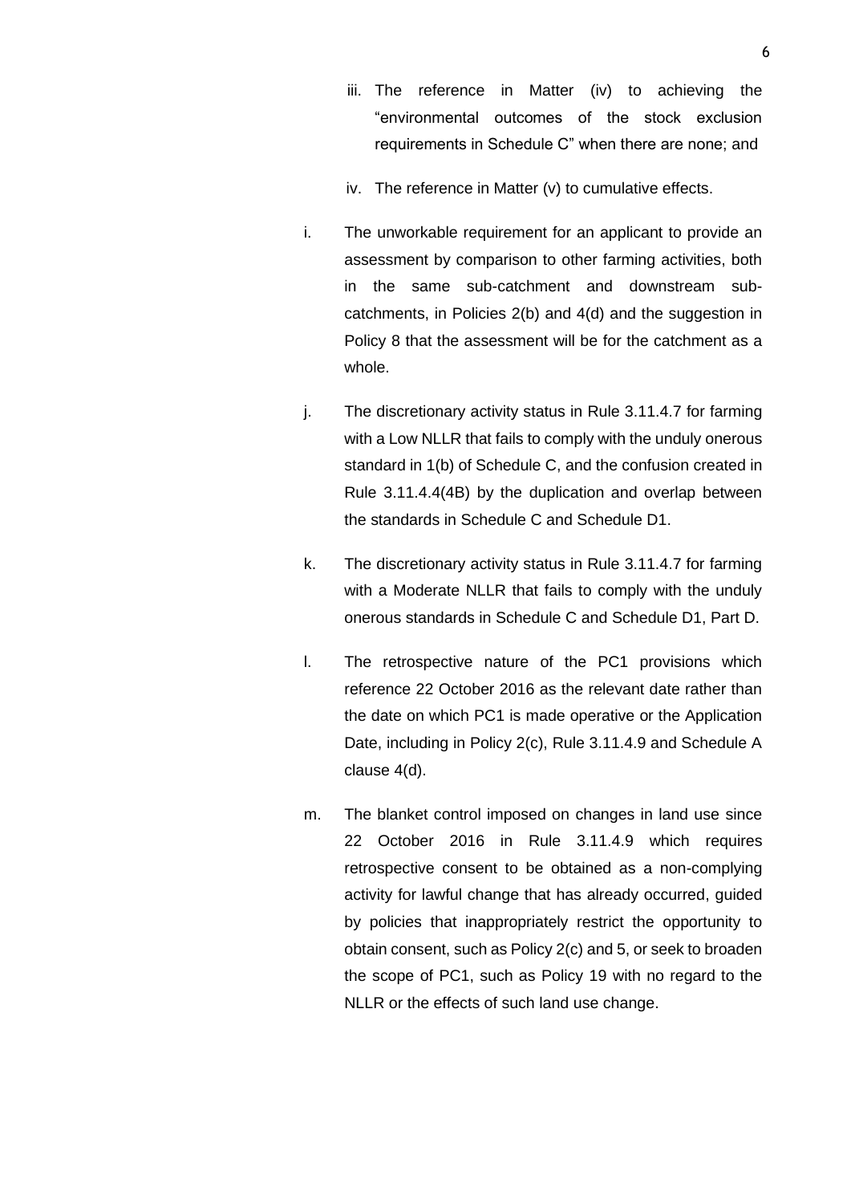iii. The reference in Matter (iv) to achieving the "environmental outcomes of the stock exclusion requirements in Schedule C" when there are none; and

    iv. The reference in Matter (v) to cumulative effects.

i. The unworkable requirement for an applicant to provide an assessment by comparison to other farming activities, both in the same sub-catchment and downstream sub-catchments, in Policies 2(b) and 4(d) and the suggestion in Policy 8 that the assessment will be for the catchment as a whole.

j. The discretionary activity status in Rule 3.11.4.7 for farming with a Low NLLR that fails to comply with the unduly onerous standard in 1(b) of Schedule C, and the confusion created in Rule 3.11.4.4(4B) by the duplication and overlap between the standards in Schedule C and Schedule D1.

k. The discretionary activity status in Rule 3.11.4.7 for farming with a Moderate NLLR that fails to comply with the unduly onerous standards in Schedule C and Schedule D1, Part D.

l. The retrospective nature of the PC1 provisions which reference 22 October 2016 as the relevant date rather than the date on which PC1 is made operative or the Application Date, including in Policy 2(c), Rule 3.11.4.9 and Schedule A clause 4(d).

m. The blanket control imposed on changes in land use since 22 October 2016 in Rule 3.11.4.9 which requires retrospective consent to be obtained as a non-complying activity for lawful change that has already occurred, guided by policies that inappropriately restrict the opportunity to obtain consent, such as Policy 2(c) and 5, or seek to broaden the scope of PC1, such as Policy 19 with no regard to the NLLR or the effects of such land use change.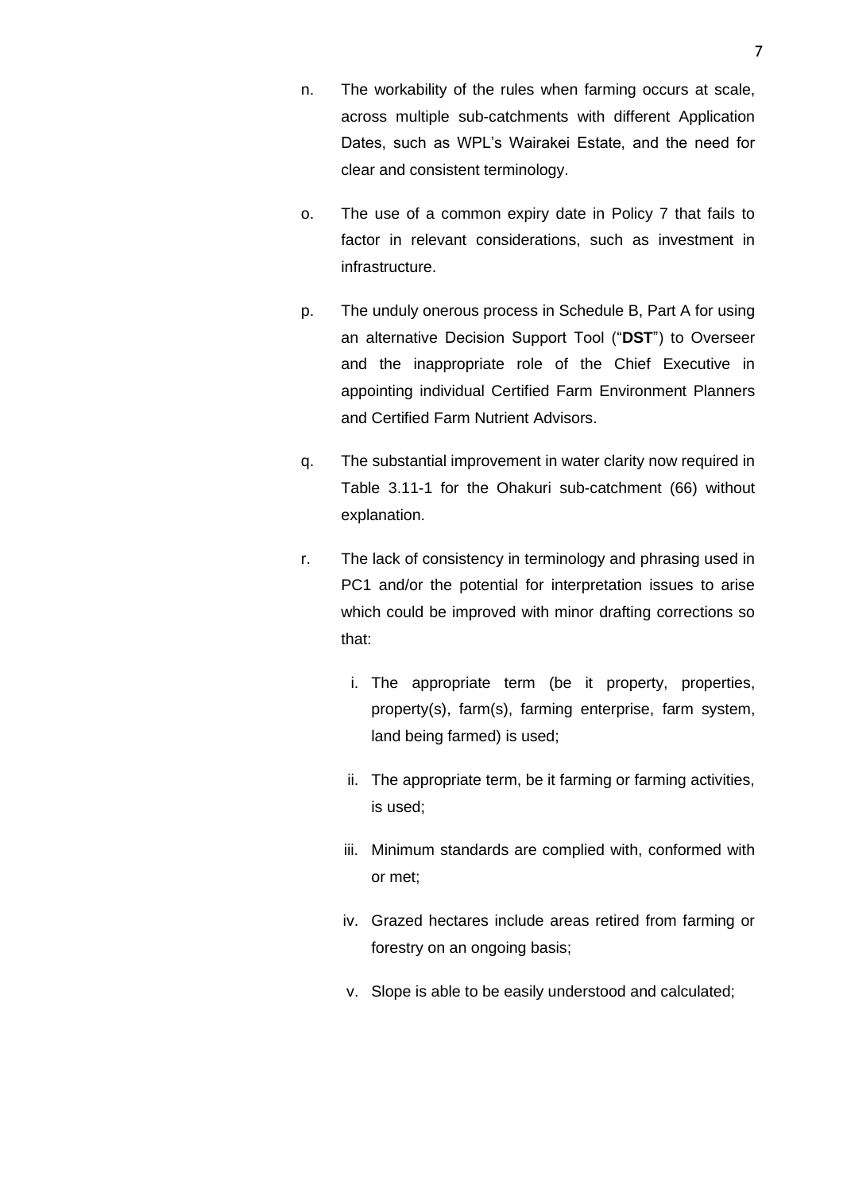n. The workability of the rules when farming occurs at scale, across multiple sub-catchments with different Application Dates, such as WPL's Wairakei Estate, and the need for clear and consistent terminology.

o. The use of a common expiry date in Policy 7 that fails to factor in relevant considerations, such as investment in infrastructure.

p. The unduly onerous process in Schedule B, Part A for using an alternative Decision Support Tool ("**DST**") to Overseer and the inappropriate role of the Chief Executive in appointing individual Certified Farm Environment Planners and Certified Farm Nutrient Advisors.

q. The substantial improvement in water clarity now required in Table 3.11-1 for the Ohakuri sub-catchment (66) without explanation.

r. The lack of consistency in terminology and phrasing used in PC1 and/or the potential for interpretation issues to arise which could be improved with minor drafting corrections so that:

   i. The appropriate term (be it property, properties, property(s), farm(s), farming enterprise, farm system, land being farmed) is used;

   ii. The appropriate term, be it farming or farming activities, is used;

   iii. Minimum standards are complied with, conformed with or met;

   iv. Grazed hectares include areas retired from farming or forestry on an ongoing basis;

   v. Slope is able to be easily understood and calculated;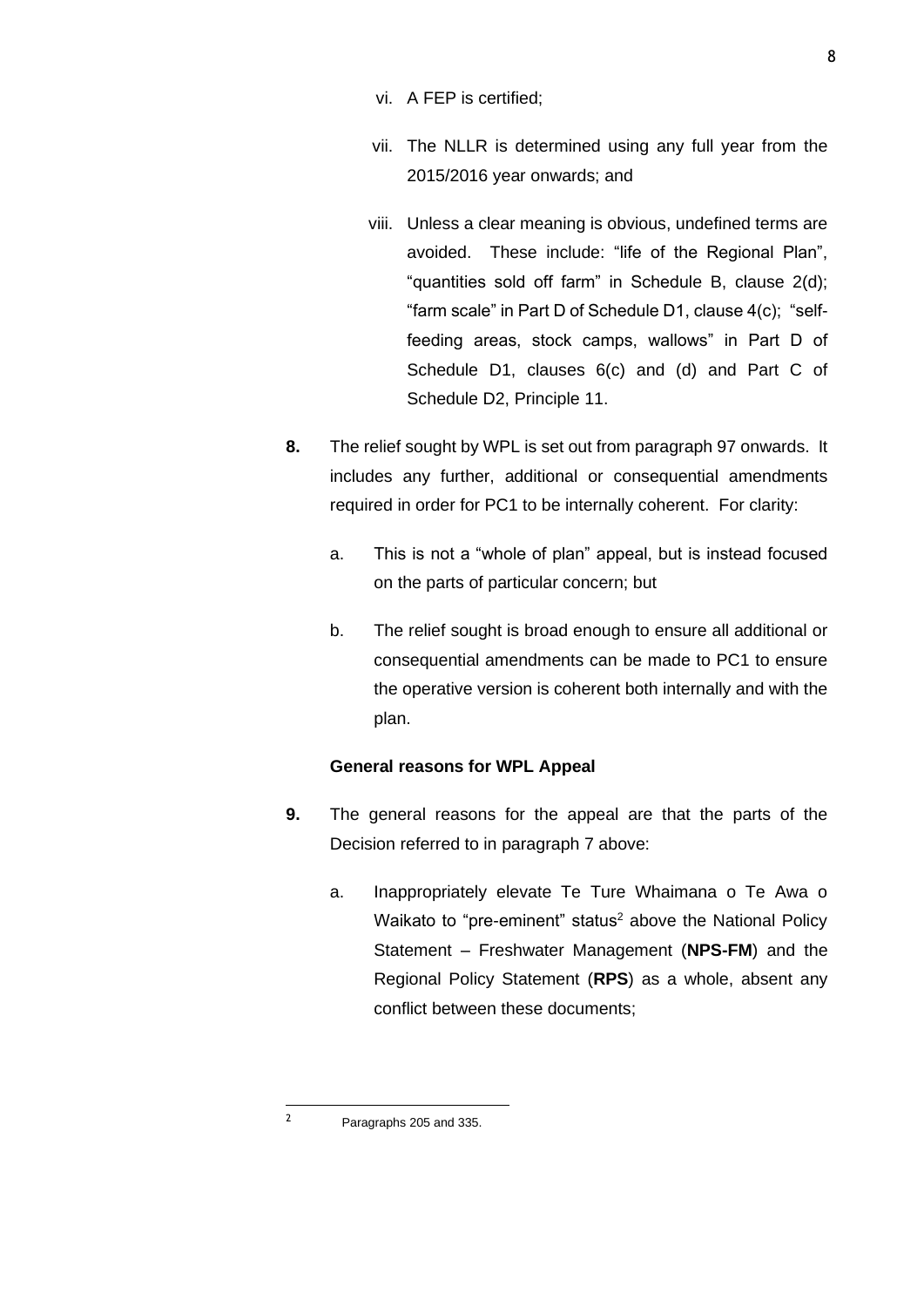vi. A FEP is certified;

vii. The NLLR is determined using any full year from the 2015/2016 year onwards; and

viii. Unless a clear meaning is obvious, undefined terms are avoided. These include: "life of the Regional Plan", "quantities sold off farm" in Schedule B, clause 2(d); "farm scale" in Part D of Schedule D1, clause 4(c); "self-feeding areas, stock camps, wallows" in Part D of Schedule D1, clauses 6(c) and (d) and Part C of Schedule D2, Principle 11.

**8.** The relief sought by WPL is set out from paragraph 97 onwards. It includes any further, additional or consequential amendments required in order for PC1 to be internally coherent. For clarity:

a. This is not a "whole of plan" appeal, but is instead focused on the parts of particular concern; but

b. The relief sought is broad enough to ensure all additional or consequential amendments can be made to PC1 to ensure the operative version is coherent both internally and with the plan.

**General reasons for WPL Appeal**

**9.** The general reasons for the appeal are that the parts of the Decision referred to in paragraph 7 above:

a. Inappropriately elevate Te Ture Whaimana o Te Awa o Waikato to "pre-eminent" status[2] above the National Policy Statement – Freshwater Management (**NPS-FM**) and the Regional Policy Statement (**RPS**) as a whole, absent any conflict between these documents;

[2] Paragraphs 205 and 335.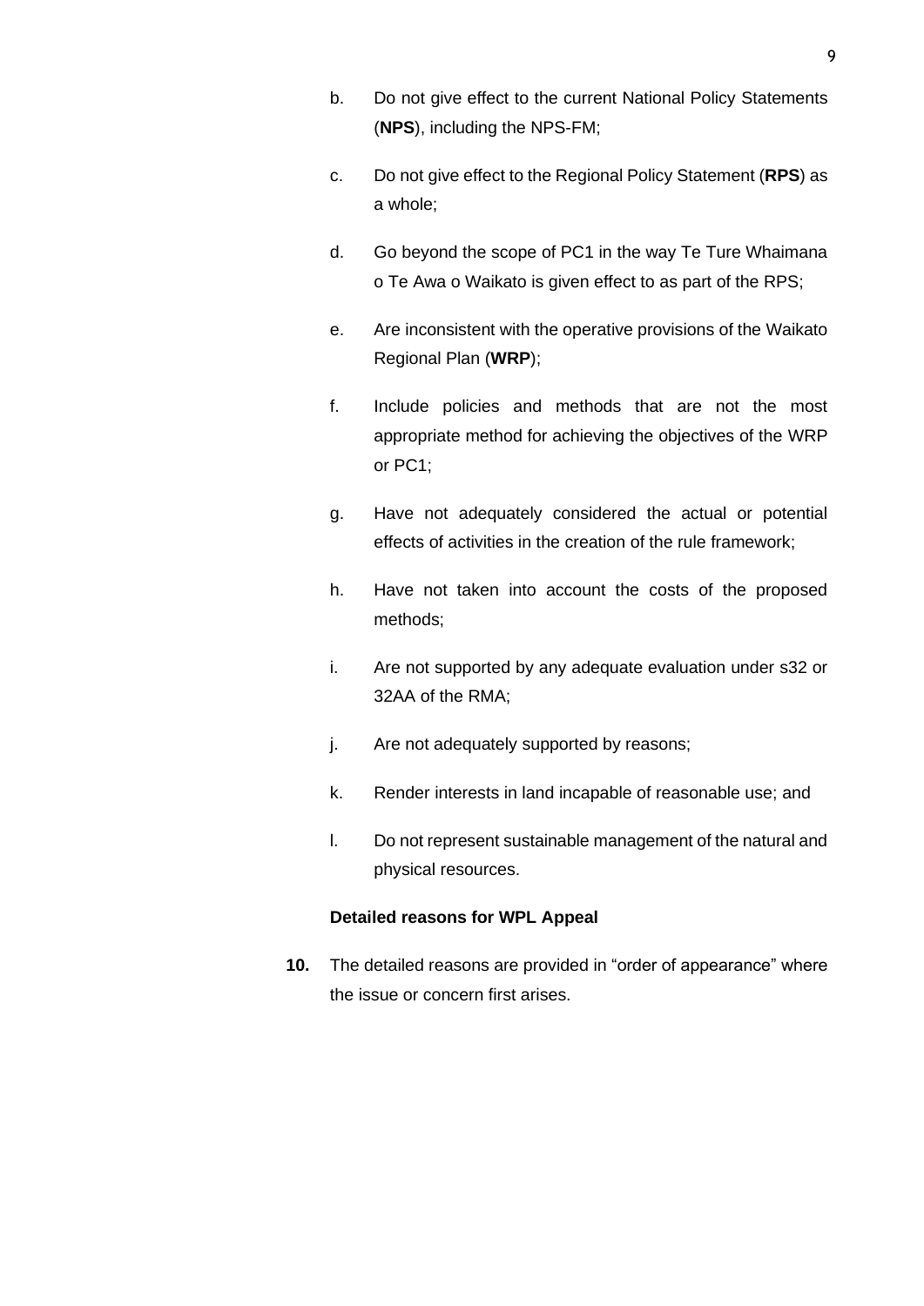b. Do not give effect to the current National Policy Statements (**NPS**), including the NPS-FM;

c. Do not give effect to the Regional Policy Statement (**RPS**) as a whole;

d. Go beyond the scope of PC1 in the way Te Ture Whaimana o Te Awa o Waikato is given effect to as part of the RPS;

e. Are inconsistent with the operative provisions of the Waikato Regional Plan (**WRP**);

f. Include policies and methods that are not the most appropriate method for achieving the objectives of the WRP or PC1;

g. Have not adequately considered the actual or potential effects of activities in the creation of the rule framework;

h. Have not taken into account the costs of the proposed methods;

i. Are not supported by any adequate evaluation under s32 or 32AA of the RMA;

j. Are not adequately supported by reasons;

k. Render interests in land incapable of reasonable use; and

l. Do not represent sustainable management of the natural and physical resources.

**Detailed reasons for WPL Appeal**

**10.** The detailed reasons are provided in "order of appearance" where the issue or concern first arises.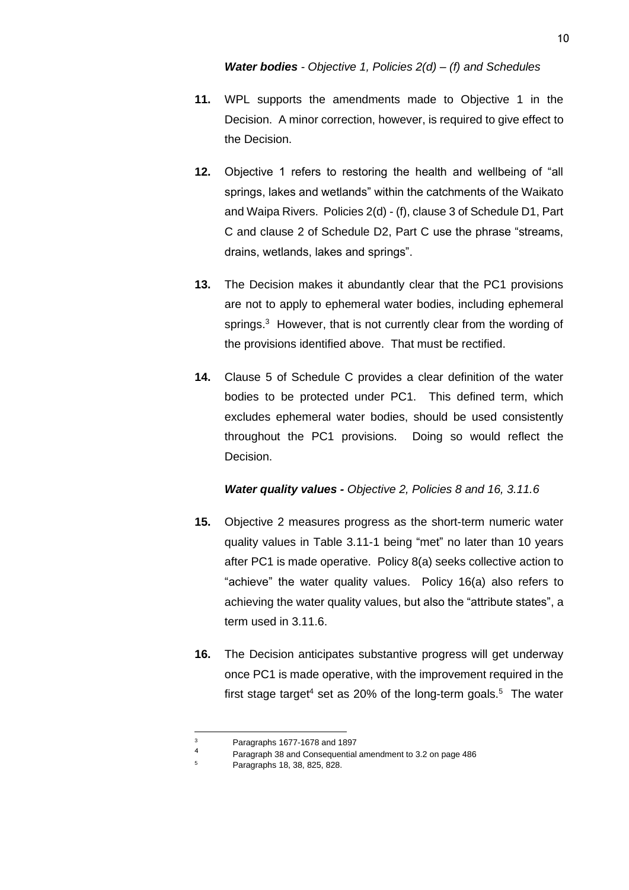***Water bodies** - Objective 1, Policies 2(d) – (f) and Schedules*

**11.** WPL supports the amendments made to Objective 1 in the Decision. A minor correction, however, is required to give effect to the Decision.

**12.** Objective 1 refers to restoring the health and wellbeing of "all springs, lakes and wetlands" within the catchments of the Waikato and Waipa Rivers. Policies 2(d) - (f), clause 3 of Schedule D1, Part C and clause 2 of Schedule D2, Part C use the phrase "streams, drains, wetlands, lakes and springs".

**13.** The Decision makes it abundantly clear that the PC1 provisions are not to apply to ephemeral water bodies, including ephemeral springs.[3] However, that is not currently clear from the wording of the provisions identified above. That must be rectified.

**14.** Clause 5 of Schedule C provides a clear definition of the water bodies to be protected under PC1. This defined term, which excludes ephemeral water bodies, should be used consistently throughout the PC1 provisions. Doing so would reflect the Decision.

***Water quality values -** Objective 2, Policies 8 and 16, 3.11.6*

**15.** Objective 2 measures progress as the short-term numeric water quality values in Table 3.11-1 being "met" no later than 10 years after PC1 is made operative. Policy 8(a) seeks collective action to "achieve" the water quality values. Policy 16(a) also refers to achieving the water quality values, but also the "attribute states", a term used in 3.11.6.

**16.** The Decision anticipates substantive progress will get underway once PC1 is made operative, with the improvement required in the first stage target[4] set as 20% of the long-term goals.[5] The water

---

[3] Paragraphs 1677-1678 and 1897

[4] Paragraph 38 and Consequential amendment to 3.2 on page 486

[5] Paragraphs 18, 38, 825, 828.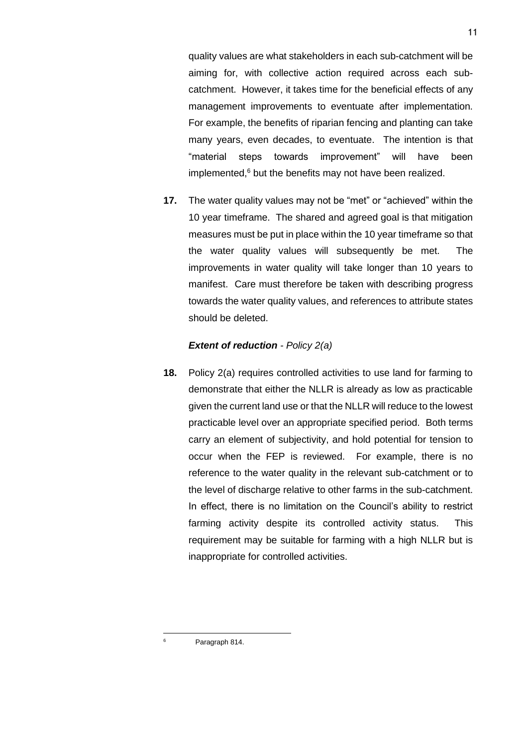quality values are what stakeholders in each sub-catchment will be aiming for, with collective action required across each sub-catchment. However, it takes time for the beneficial effects of any management improvements to eventuate after implementation. For example, the benefits of riparian fencing and planting can take many years, even decades, to eventuate. The intention is that "material steps towards improvement" will have been implemented,[6] but the benefits may not have been realized.

**17.** The water quality values may not be "met" or "achieved" within the 10 year timeframe. The shared and agreed goal is that mitigation measures must be put in place within the 10 year timeframe so that the water quality values will subsequently be met. The improvements in water quality will take longer than 10 years to manifest. Care must therefore be taken with describing progress towards the water quality values, and references to attribute states should be deleted.

***Extent of reduction*** *- Policy 2(a)*

**18.** Policy 2(a) requires controlled activities to use land for farming to demonstrate that either the NLLR is already as low as practicable given the current land use or that the NLLR will reduce to the lowest practicable level over an appropriate specified period. Both terms carry an element of subjectivity, and hold potential for tension to occur when the FEP is reviewed. For example, there is no reference to the water quality in the relevant sub-catchment or to the level of discharge relative to other farms in the sub-catchment. In effect, there is no limitation on the Council's ability to restrict farming activity despite its controlled activity status. This requirement may be suitable for farming with a high NLLR but is inappropriate for controlled activities.

[6] Paragraph 814.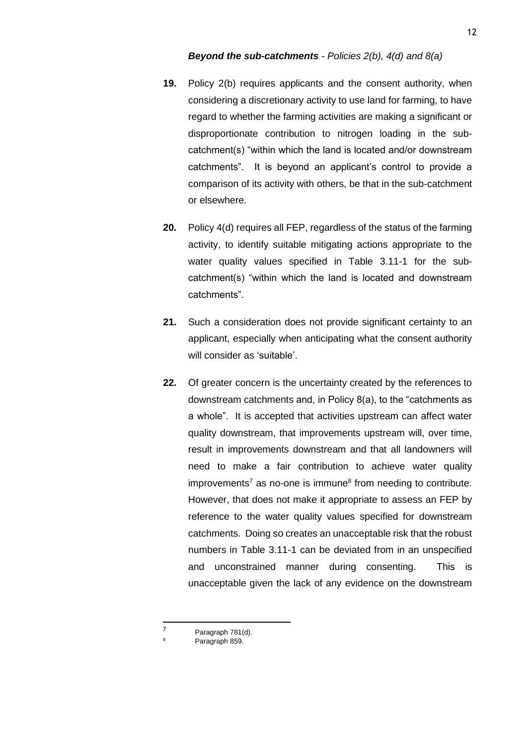***Beyond the sub-catchments** - Policies 2(b), 4(d) and 8(a)*

**19.** Policy 2(b) requires applicants and the consent authority, when considering a discretionary activity to use land for farming, to have regard to whether the farming activities are making a significant or disproportionate contribution to nitrogen loading in the sub-catchment(s) "within which the land is located and/or downstream catchments". It is beyond an applicant's control to provide a comparison of its activity with others, be that in the sub-catchment or elsewhere.

**20.** Policy 4(d) requires all FEP, regardless of the status of the farming activity, to identify suitable mitigating actions appropriate to the water quality values specified in Table 3.11-1 for the sub-catchment(s) "within which the land is located and downstream catchments".

**21.** Such a consideration does not provide significant certainty to an applicant, especially when anticipating what the consent authority will consider as 'suitable'.

**22.** Of greater concern is the uncertainty created by the references to downstream catchments and, in Policy 8(a), to the "catchments as a whole". It is accepted that activities upstream can affect water quality downstream, that improvements upstream will, over time, result in improvements downstream and that all landowners will need to make a fair contribution to achieve water quality improvements[7] as no-one is immune[8] from needing to contribute. However, that does not make it appropriate to assess an FEP by reference to the water quality values specified for downstream catchments. Doing so creates an unacceptable risk that the robust numbers in Table 3.11-1 can be deviated from in an unspecified and unconstrained manner during consenting. This is unacceptable given the lack of any evidence on the downstream

---

[7] Paragraph 781(d).

[8] Paragraph 859.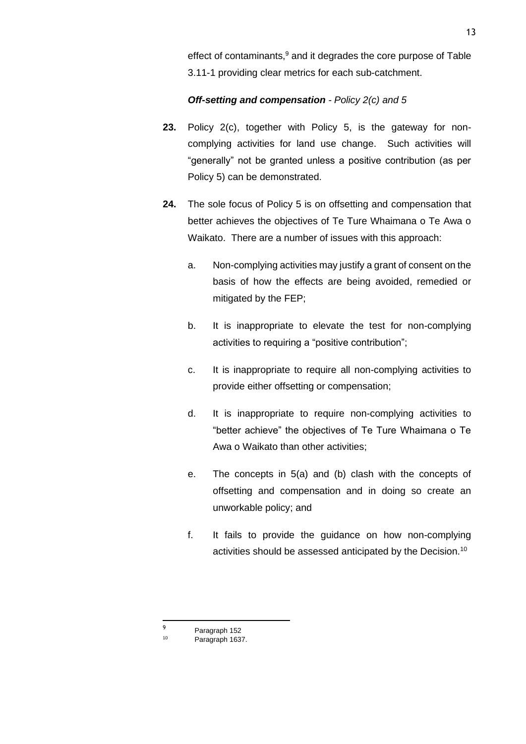effect of contaminants,[9] and it degrades the core purpose of Table 3.11-1 providing clear metrics for each sub-catchment.

***Off-setting and compensation*** *- Policy 2(c) and 5*

**23.** Policy 2(c), together with Policy 5, is the gateway for non-complying activities for land use change. Such activities will "generally" not be granted unless a positive contribution (as per Policy 5) can be demonstrated.

**24.** The sole focus of Policy 5 is on offsetting and compensation that better achieves the objectives of Te Ture Whaimana o Te Awa o Waikato. There are a number of issues with this approach:

a. Non-complying activities may justify a grant of consent on the basis of how the effects are being avoided, remedied or mitigated by the FEP;

b. It is inappropriate to elevate the test for non-complying activities to requiring a "positive contribution";

c. It is inappropriate to require all non-complying activities to provide either offsetting or compensation;

d. It is inappropriate to require non-complying activities to "better achieve" the objectives of Te Ture Whaimana o Te Awa o Waikato than other activities;

e. The concepts in 5(a) and (b) clash with the concepts of offsetting and compensation and in doing so create an unworkable policy; and

f. It fails to provide the guidance on how non-complying activities should be assessed anticipated by the Decision.[10]

---

[9] Paragraph 152

[10] Paragraph 1637.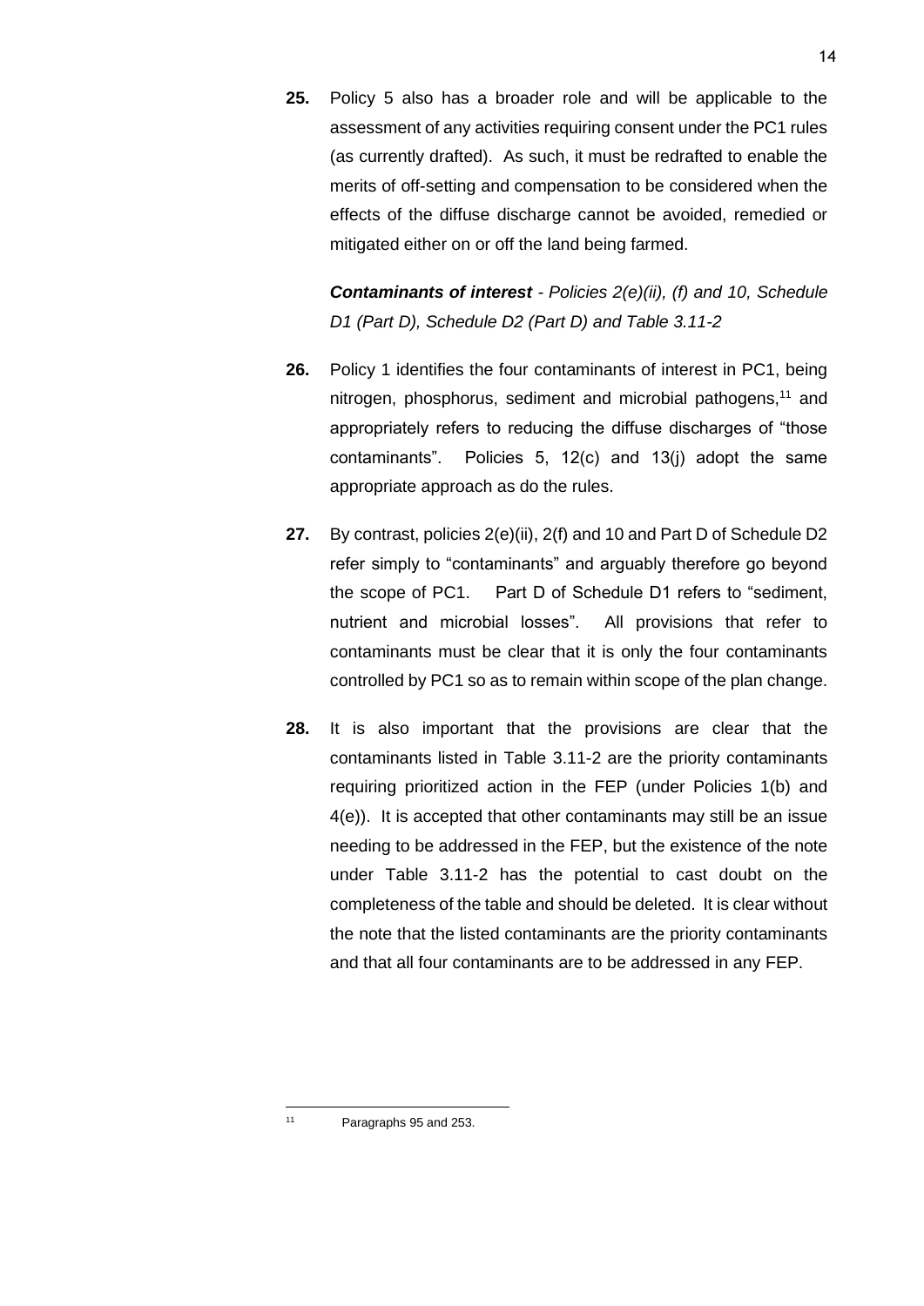**25.** Policy 5 also has a broader role and will be applicable to the assessment of any activities requiring consent under the PC1 rules (as currently drafted). As such, it must be redrafted to enable the merits of off-setting and compensation to be considered when the effects of the diffuse discharge cannot be avoided, remedied or mitigated either on or off the land being farmed.

***Contaminants of interest*** *- Policies 2(e)(ii), (f) and 10, Schedule D1 (Part D), Schedule D2 (Part D) and Table 3.11-2*

**26.** Policy 1 identifies the four contaminants of interest in PC1, being nitrogen, phosphorus, sediment and microbial pathogens,[11] and appropriately refers to reducing the diffuse discharges of "those contaminants". Policies 5, 12(c) and 13(j) adopt the same appropriate approach as do the rules.

**27.** By contrast, policies 2(e)(ii), 2(f) and 10 and Part D of Schedule D2 refer simply to "contaminants" and arguably therefore go beyond the scope of PC1. Part D of Schedule D1 refers to "sediment, nutrient and microbial losses". All provisions that refer to contaminants must be clear that it is only the four contaminants controlled by PC1 so as to remain within scope of the plan change.

**28.** It is also important that the provisions are clear that the contaminants listed in Table 3.11-2 are the priority contaminants requiring prioritized action in the FEP (under Policies 1(b) and 4(e)). It is accepted that other contaminants may still be an issue needing to be addressed in the FEP, but the existence of the note under Table 3.11-2 has the potential to cast doubt on the completeness of the table and should be deleted. It is clear without the note that the listed contaminants are the priority contaminants and that all four contaminants are to be addressed in any FEP.

---

[11] Paragraphs 95 and 253.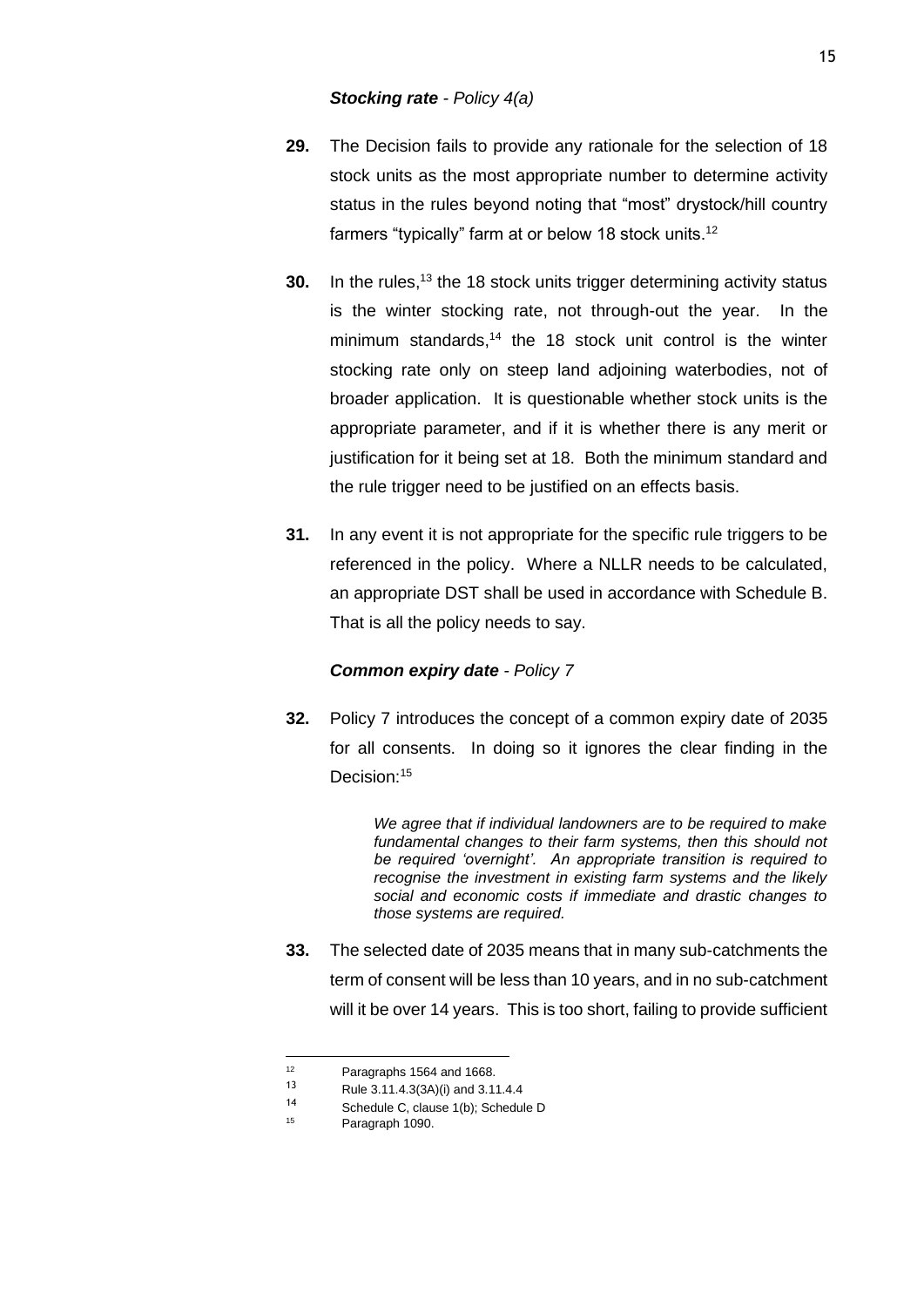***Stocking rate** - Policy 4(a)*

**29.** The Decision fails to provide any rationale for the selection of 18 stock units as the most appropriate number to determine activity status in the rules beyond noting that "most" drystock/hill country farmers "typically" farm at or below 18 stock units.[12]

**30.** In the rules,[13] the 18 stock units trigger determining activity status is the winter stocking rate, not through-out the year. In the minimum standards,[14] the 18 stock unit control is the winter stocking rate only on steep land adjoining waterbodies, not of broader application. It is questionable whether stock units is the appropriate parameter, and if it is whether there is any merit or justification for it being set at 18. Both the minimum standard and the rule trigger need to be justified on an effects basis.

**31.** In any event it is not appropriate for the specific rule triggers to be referenced in the policy. Where a NLLR needs to be calculated, an appropriate DST shall be used in accordance with Schedule B. That is all the policy needs to say.

***Common expiry date** - Policy 7*

**32.** Policy 7 introduces the concept of a common expiry date of 2035 for all consents. In doing so it ignores the clear finding in the Decision:[15]

> *We agree that if individual landowners are to be required to make fundamental changes to their farm systems, then this should not be required 'overnight'. An appropriate transition is required to recognise the investment in existing farm systems and the likely social and economic costs if immediate and drastic changes to those systems are required.*

**33.** The selected date of 2035 means that in many sub-catchments the term of consent will be less than 10 years, and in no sub-catchment will it be over 14 years. This is too short, failing to provide sufficient

---

[12] Paragraphs 1564 and 1668.

[13] Rule 3.11.4.3(3A)(i) and 3.11.4.4

[14] Schedule C, clause 1(b); Schedule D

[15] Paragraph 1090.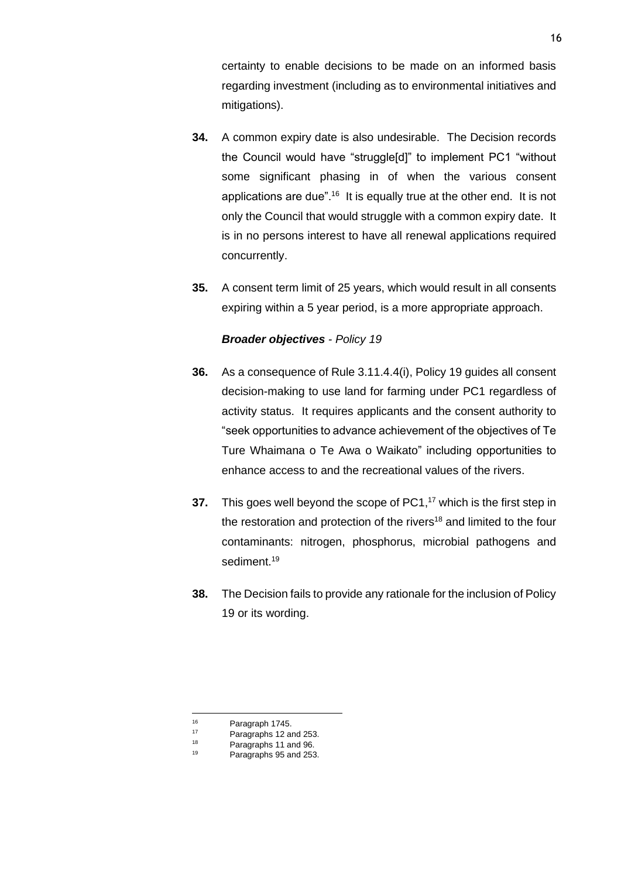certainty to enable decisions to be made on an informed basis regarding investment (including as to environmental initiatives and mitigations).

**34.** A common expiry date is also undesirable. The Decision records the Council would have "struggle[d]" to implement PC1 "without some significant phasing in of when the various consent applications are due".[16] It is equally true at the other end. It is not only the Council that would struggle with a common expiry date. It is in no persons interest to have all renewal applications required concurrently.

**35.** A consent term limit of 25 years, which would result in all consents expiring within a 5 year period, is a more appropriate approach.

***Broader objectives*** *- Policy 19*

**36.** As a consequence of Rule 3.11.4.4(i), Policy 19 guides all consent decision-making to use land for farming under PC1 regardless of activity status. It requires applicants and the consent authority to "seek opportunities to advance achievement of the objectives of Te Ture Whaimana o Te Awa o Waikato" including opportunities to enhance access to and the recreational values of the rivers.

**37.** This goes well beyond the scope of PC1,[17] which is the first step in the restoration and protection of the rivers[18] and limited to the four contaminants: nitrogen, phosphorus, microbial pathogens and sediment.[19]

**38.** The Decision fails to provide any rationale for the inclusion of Policy 19 or its wording.

---

[16] Paragraph 1745.

[17] Paragraphs 12 and 253.

[18] Paragraphs 11 and 96.

[19] Paragraphs 95 and 253.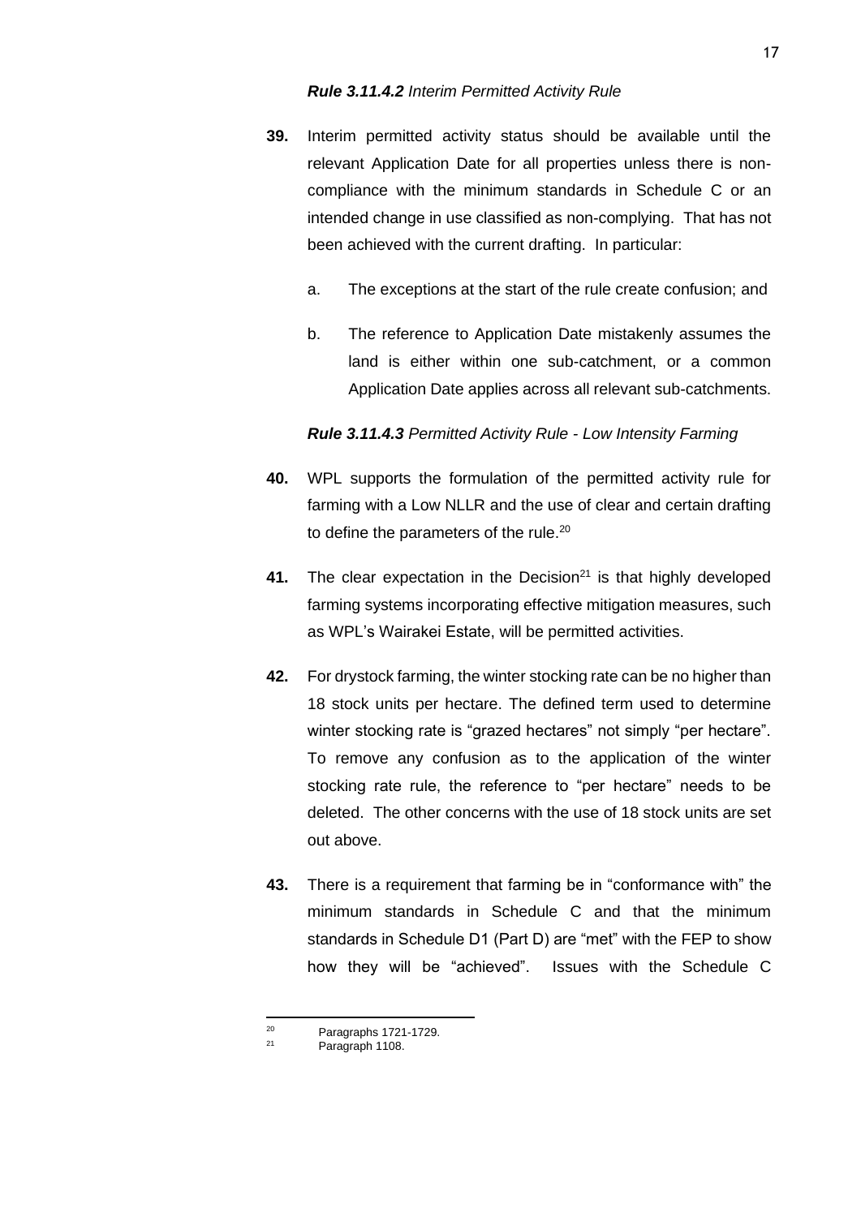***Rule 3.11.4.2** Interim Permitted Activity Rule*

**39.** Interim permitted activity status should be available until the relevant Application Date for all properties unless there is non-compliance with the minimum standards in Schedule C or an intended change in use classified as non-complying. That has not been achieved with the current drafting. In particular:

   a. The exceptions at the start of the rule create confusion; and

   b. The reference to Application Date mistakenly assumes the land is either within one sub-catchment, or a common Application Date applies across all relevant sub-catchments.

***Rule 3.11.4.3** Permitted Activity Rule - Low Intensity Farming*

**40.** WPL supports the formulation of the permitted activity rule for farming with a Low NLLR and the use of clear and certain drafting to define the parameters of the rule.[20]

**41.** The clear expectation in the Decision[21] is that highly developed farming systems incorporating effective mitigation measures, such as WPL's Wairakei Estate, will be permitted activities.

**42.** For drystock farming, the winter stocking rate can be no higher than 18 stock units per hectare. The defined term used to determine winter stocking rate is "grazed hectares" not simply "per hectare". To remove any confusion as to the application of the winter stocking rate rule, the reference to "per hectare" needs to be deleted. The other concerns with the use of 18 stock units are set out above.

**43.** There is a requirement that farming be in "conformance with" the minimum standards in Schedule C and that the minimum standards in Schedule D1 (Part D) are "met" with the FEP to show how they will be "achieved". Issues with the Schedule C

---

[20] Paragraphs 1721-1729.

[21] Paragraph 1108.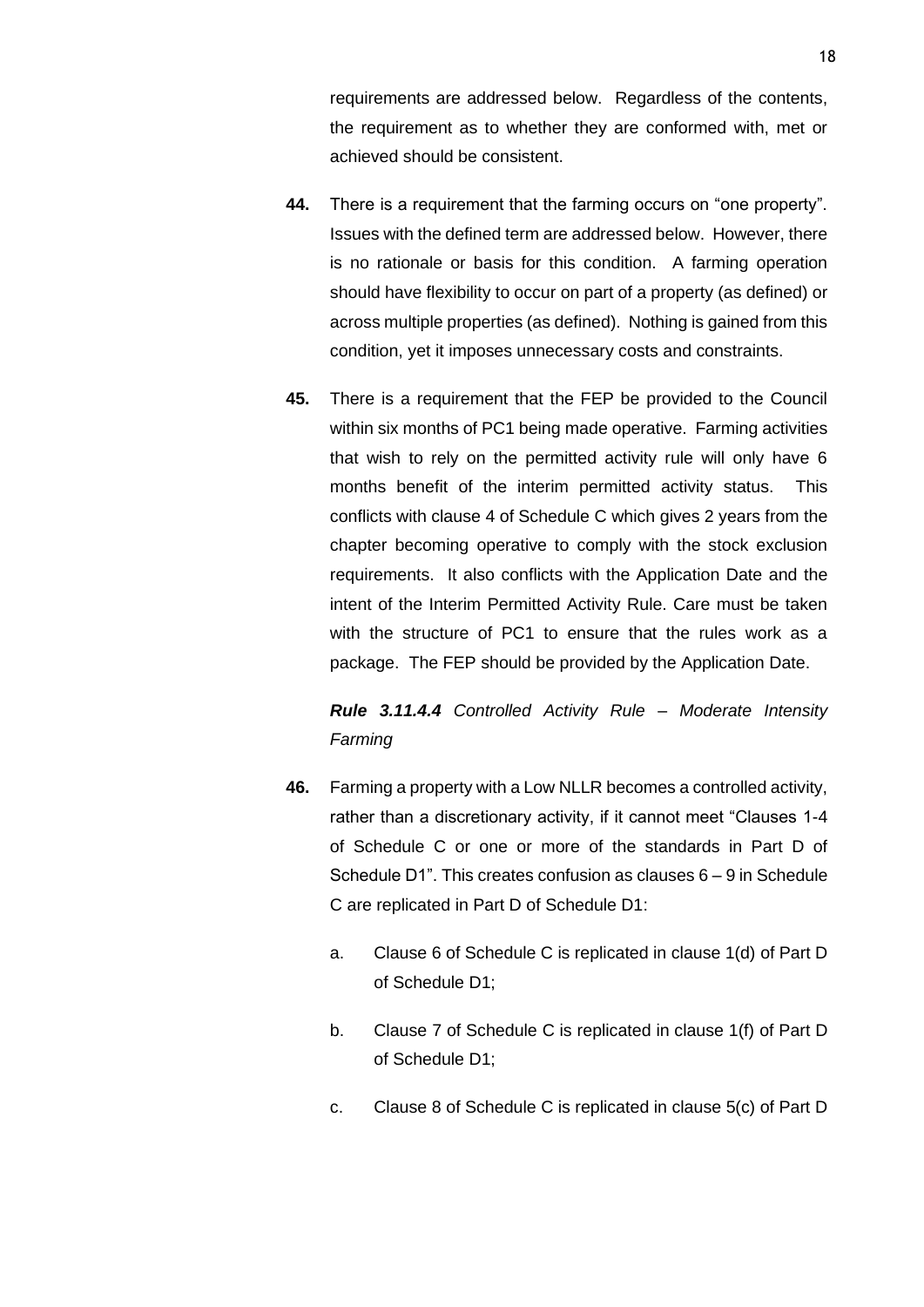requirements are addressed below. Regardless of the contents, the requirement as to whether they are conformed with, met or achieved should be consistent.

**44.** There is a requirement that the farming occurs on "one property". Issues with the defined term are addressed below. However, there is no rationale or basis for this condition. A farming operation should have flexibility to occur on part of a property (as defined) or across multiple properties (as defined). Nothing is gained from this condition, yet it imposes unnecessary costs and constraints.

**45.** There is a requirement that the FEP be provided to the Council within six months of PC1 being made operative. Farming activities that wish to rely on the permitted activity rule will only have 6 months benefit of the interim permitted activity status. This conflicts with clause 4 of Schedule C which gives 2 years from the chapter becoming operative to comply with the stock exclusion requirements. It also conflicts with the Application Date and the intent of the Interim Permitted Activity Rule. Care must be taken with the structure of PC1 to ensure that the rules work as a package. The FEP should be provided by the Application Date.

***Rule 3.11.4.4*** *Controlled Activity Rule – Moderate Intensity Farming*

**46.** Farming a property with a Low NLLR becomes a controlled activity, rather than a discretionary activity, if it cannot meet "Clauses 1-4 of Schedule C or one or more of the standards in Part D of Schedule D1". This creates confusion as clauses 6 – 9 in Schedule C are replicated in Part D of Schedule D1:

a. Clause 6 of Schedule C is replicated in clause 1(d) of Part D of Schedule D1;

b. Clause 7 of Schedule C is replicated in clause 1(f) of Part D of Schedule D1;

c. Clause 8 of Schedule C is replicated in clause 5(c) of Part D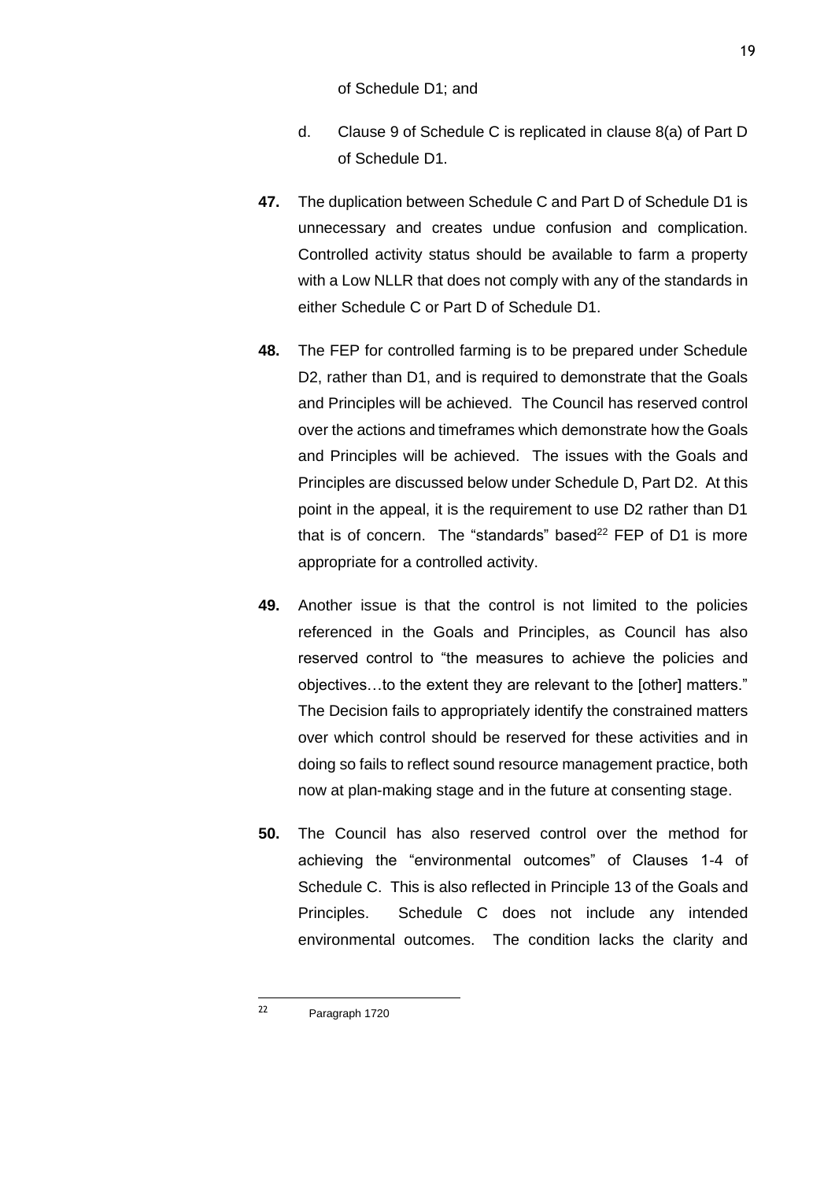of Schedule D1; and

d. Clause 9 of Schedule C is replicated in clause 8(a) of Part D of Schedule D1.

**47.** The duplication between Schedule C and Part D of Schedule D1 is unnecessary and creates undue confusion and complication. Controlled activity status should be available to farm a property with a Low NLLR that does not comply with any of the standards in either Schedule C or Part D of Schedule D1.

**48.** The FEP for controlled farming is to be prepared under Schedule D2, rather than D1, and is required to demonstrate that the Goals and Principles will be achieved. The Council has reserved control over the actions and timeframes which demonstrate how the Goals and Principles will be achieved. The issues with the Goals and Principles are discussed below under Schedule D, Part D2. At this point in the appeal, it is the requirement to use D2 rather than D1 that is of concern. The "standards" based[22] FEP of D1 is more appropriate for a controlled activity.

**49.** Another issue is that the control is not limited to the policies referenced in the Goals and Principles, as Council has also reserved control to "the measures to achieve the policies and objectives…to the extent they are relevant to the [other] matters." The Decision fails to appropriately identify the constrained matters over which control should be reserved for these activities and in doing so fails to reflect sound resource management practice, both now at plan-making stage and in the future at consenting stage.

**50.** The Council has also reserved control over the method for achieving the "environmental outcomes" of Clauses 1-4 of Schedule C. This is also reflected in Principle 13 of the Goals and Principles. Schedule C does not include any intended environmental outcomes. The condition lacks the clarity and

---

[22] Paragraph 1720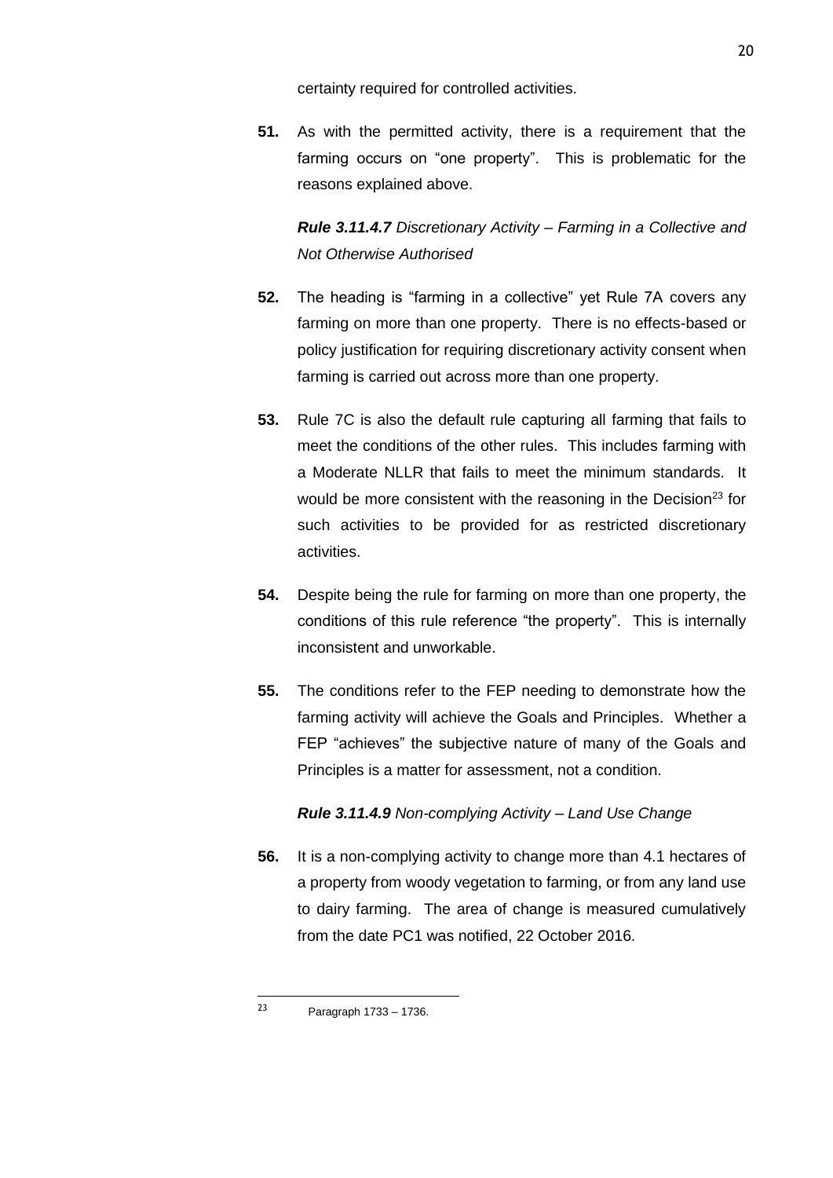certainty required for controlled activities.

**51.** As with the permitted activity, there is a requirement that the farming occurs on "one property". This is problematic for the reasons explained above.

***Rule 3.11.4.7*** *Discretionary Activity – Farming in a Collective and Not Otherwise Authorised*

**52.** The heading is "farming in a collective" yet Rule 7A covers any farming on more than one property. There is no effects-based or policy justification for requiring discretionary activity consent when farming is carried out across more than one property.

**53.** Rule 7C is also the default rule capturing all farming that fails to meet the conditions of the other rules. This includes farming with a Moderate NLLR that fails to meet the minimum standards. It would be more consistent with the reasoning in the Decision[23] for such activities to be provided for as restricted discretionary activities.

**54.** Despite being the rule for farming on more than one property, the conditions of this rule reference "the property". This is internally inconsistent and unworkable.

**55.** The conditions refer to the FEP needing to demonstrate how the farming activity will achieve the Goals and Principles. Whether a FEP "achieves" the subjective nature of many of the Goals and Principles is a matter for assessment, not a condition.

***Rule 3.11.4.9*** *Non-complying Activity – Land Use Change*

**56.** It is a non-complying activity to change more than 4.1 hectares of a property from woody vegetation to farming, or from any land use to dairy farming. The area of change is measured cumulatively from the date PC1 was notified, 22 October 2016.

---

[23] Paragraph 1733 – 1736.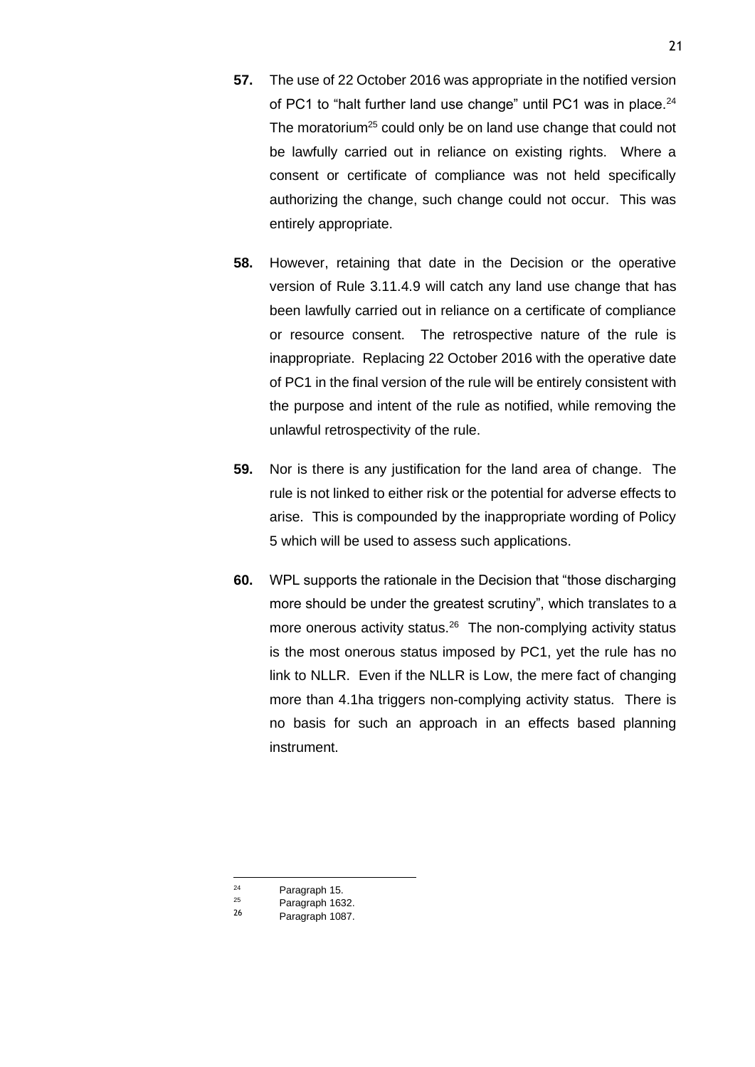**57.** The use of 22 October 2016 was appropriate in the notified version of PC1 to "halt further land use change" until PC1 was in place.[24] The moratorium[25] could only be on land use change that could not be lawfully carried out in reliance on existing rights. Where a consent or certificate of compliance was not held specifically authorizing the change, such change could not occur. This was entirely appropriate.

**58.** However, retaining that date in the Decision or the operative version of Rule 3.11.4.9 will catch any land use change that has been lawfully carried out in reliance on a certificate of compliance or resource consent. The retrospective nature of the rule is inappropriate. Replacing 22 October 2016 with the operative date of PC1 in the final version of the rule will be entirely consistent with the purpose and intent of the rule as notified, while removing the unlawful retrospectivity of the rule.

**59.** Nor is there is any justification for the land area of change. The rule is not linked to either risk or the potential for adverse effects to arise. This is compounded by the inappropriate wording of Policy 5 which will be used to assess such applications.

**60.** WPL supports the rationale in the Decision that "those discharging more should be under the greatest scrutiny", which translates to a more onerous activity status.[26] The non-complying activity status is the most onerous status imposed by PC1, yet the rule has no link to NLLR. Even if the NLLR is Low, the mere fact of changing more than 4.1ha triggers non-complying activity status. There is no basis for such an approach in an effects based planning instrument.

---

[24] Paragraph 15.

[25] Paragraph 1632.

[26] Paragraph 1087.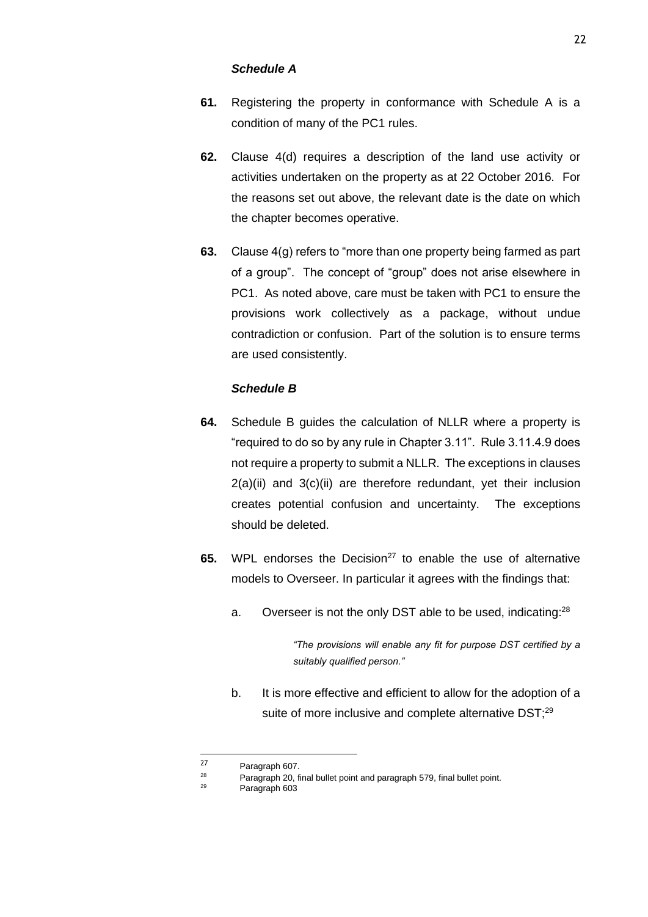### *Schedule A*

**61.** Registering the property in conformance with Schedule A is a condition of many of the PC1 rules.

**62.** Clause 4(d) requires a description of the land use activity or activities undertaken on the property as at 22 October 2016. For the reasons set out above, the relevant date is the date on which the chapter becomes operative.

**63.** Clause 4(g) refers to "more than one property being farmed as part of a group". The concept of "group" does not arise elsewhere in PC1. As noted above, care must be taken with PC1 to ensure the provisions work collectively as a package, without undue contradiction or confusion. Part of the solution is to ensure terms are used consistently.

### *Schedule B*

**64.** Schedule B guides the calculation of NLLR where a property is "required to do so by any rule in Chapter 3.11". Rule 3.11.4.9 does not require a property to submit a NLLR. The exceptions in clauses 2(a)(ii) and 3(c)(ii) are therefore redundant, yet their inclusion creates potential confusion and uncertainty. The exceptions should be deleted.

**65.** WPL endorses the Decision[27] to enable the use of alternative models to Overseer. In particular it agrees with the findings that:

a. Overseer is not the only DST able to be used, indicating:[28]

> *"The provisions will enable any fit for purpose DST certified by a suitably qualified person."*

b. It is more effective and efficient to allow for the adoption of a suite of more inclusive and complete alternative DST;[29]

---

[27] Paragraph 607.

[28] Paragraph 20, final bullet point and paragraph 579, final bullet point.

[29] Paragraph 603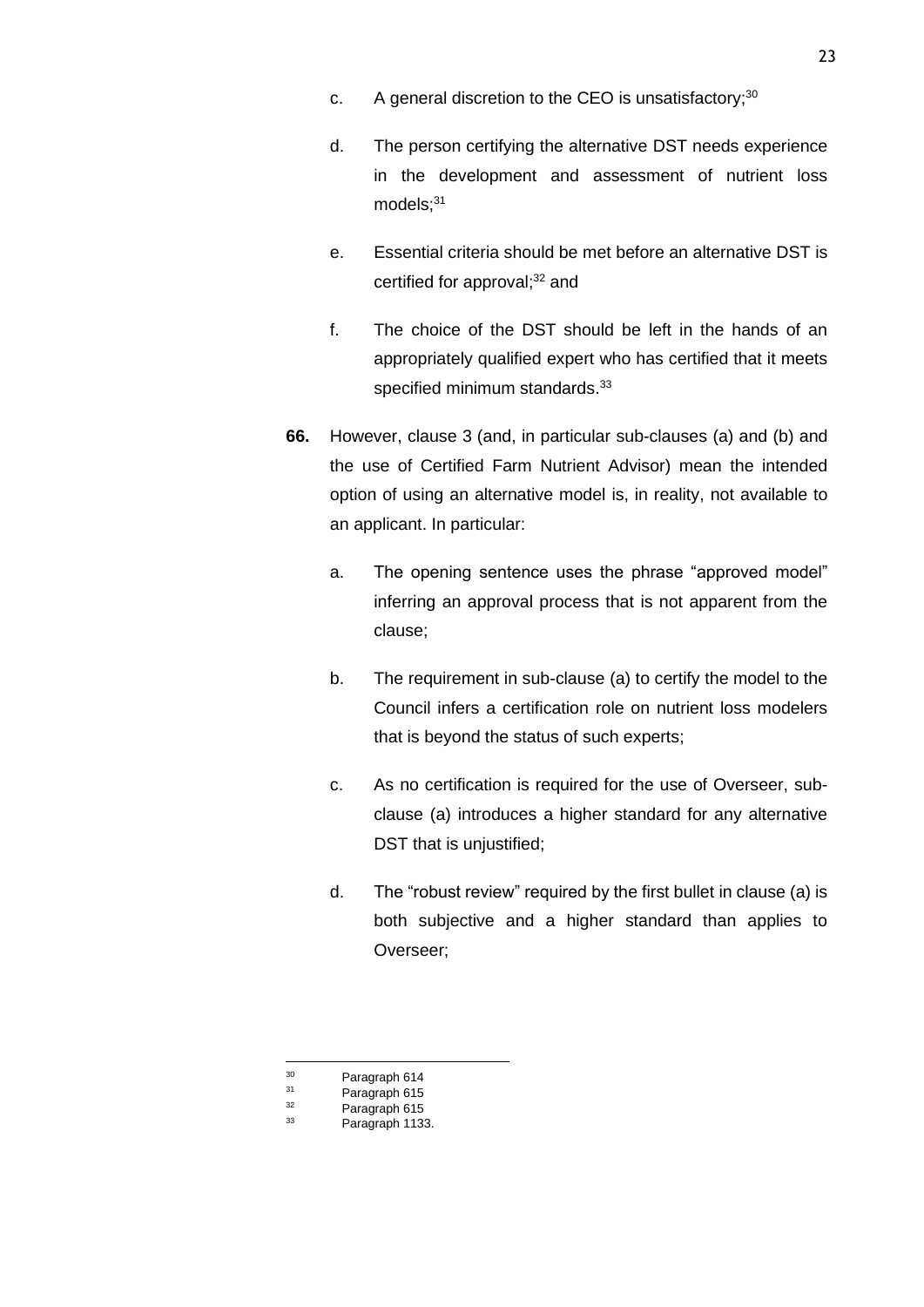c. A general discretion to the CEO is unsatisfactory;[30]

d. The person certifying the alternative DST needs experience in the development and assessment of nutrient loss models;[31]

e. Essential criteria should be met before an alternative DST is certified for approval;[32] and

f. The choice of the DST should be left in the hands of an appropriately qualified expert who has certified that it meets specified minimum standards.[33]

**66.** However, clause 3 (and, in particular sub-clauses (a) and (b) and the use of Certified Farm Nutrient Advisor) mean the intended option of using an alternative model is, in reality, not available to an applicant. In particular:

a. The opening sentence uses the phrase “approved model” inferring an approval process that is not apparent from the clause;

b. The requirement in sub-clause (a) to certify the model to the Council infers a certification role on nutrient loss modelers that is beyond the status of such experts;

c. As no certification is required for the use of Overseer, sub-clause (a) introduces a higher standard for any alternative DST that is unjustified;

d. The “robust review” required by the first bullet in clause (a) is both subjective and a higher standard than applies to Overseer;

---

[30] Paragraph 614

[31] Paragraph 615

[32] Paragraph 615

[33] Paragraph 1133.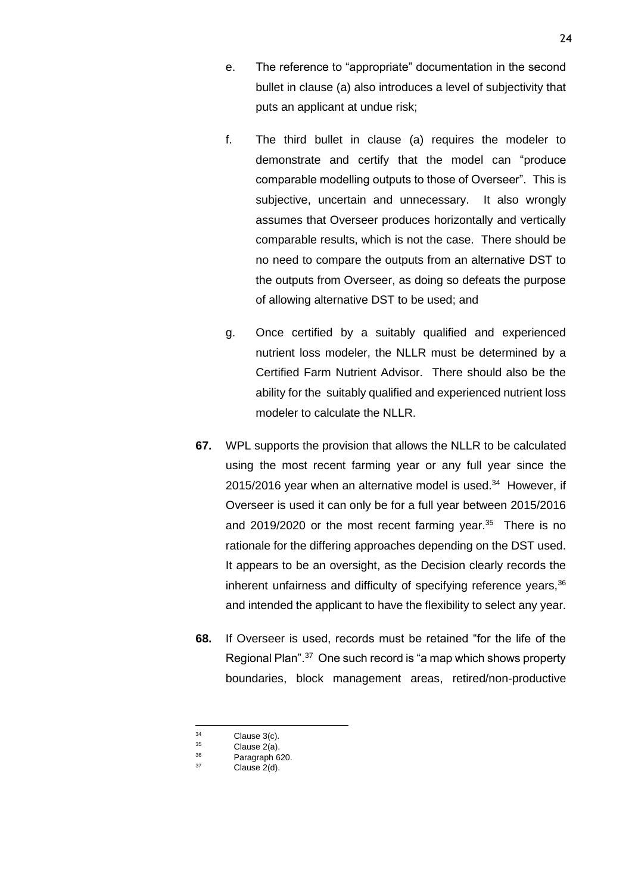e. The reference to "appropriate" documentation in the second bullet in clause (a) also introduces a level of subjectivity that puts an applicant at undue risk;

f. The third bullet in clause (a) requires the modeler to demonstrate and certify that the model can "produce comparable modelling outputs to those of Overseer". This is subjective, uncertain and unnecessary. It also wrongly assumes that Overseer produces horizontally and vertically comparable results, which is not the case. There should be no need to compare the outputs from an alternative DST to the outputs from Overseer, as doing so defeats the purpose of allowing alternative DST to be used; and

g. Once certified by a suitably qualified and experienced nutrient loss modeler, the NLLR must be determined by a Certified Farm Nutrient Advisor. There should also be the ability for the suitably qualified and experienced nutrient loss modeler to calculate the NLLR.

**67.** WPL supports the provision that allows the NLLR to be calculated using the most recent farming year or any full year since the 2015/2016 year when an alternative model is used.[34] However, if Overseer is used it can only be for a full year between 2015/2016 and 2019/2020 or the most recent farming year.[35] There is no rationale for the differing approaches depending on the DST used. It appears to be an oversight, as the Decision clearly records the inherent unfairness and difficulty of specifying reference years,[36] and intended the applicant to have the flexibility to select any year.

**68.** If Overseer is used, records must be retained "for the life of the Regional Plan".[37] One such record is "a map which shows property boundaries, block management areas, retired/non-productive

---

[34] Clause 3(c).
[35] Clause 2(a).
[36] Paragraph 620.
[37] Clause 2(d).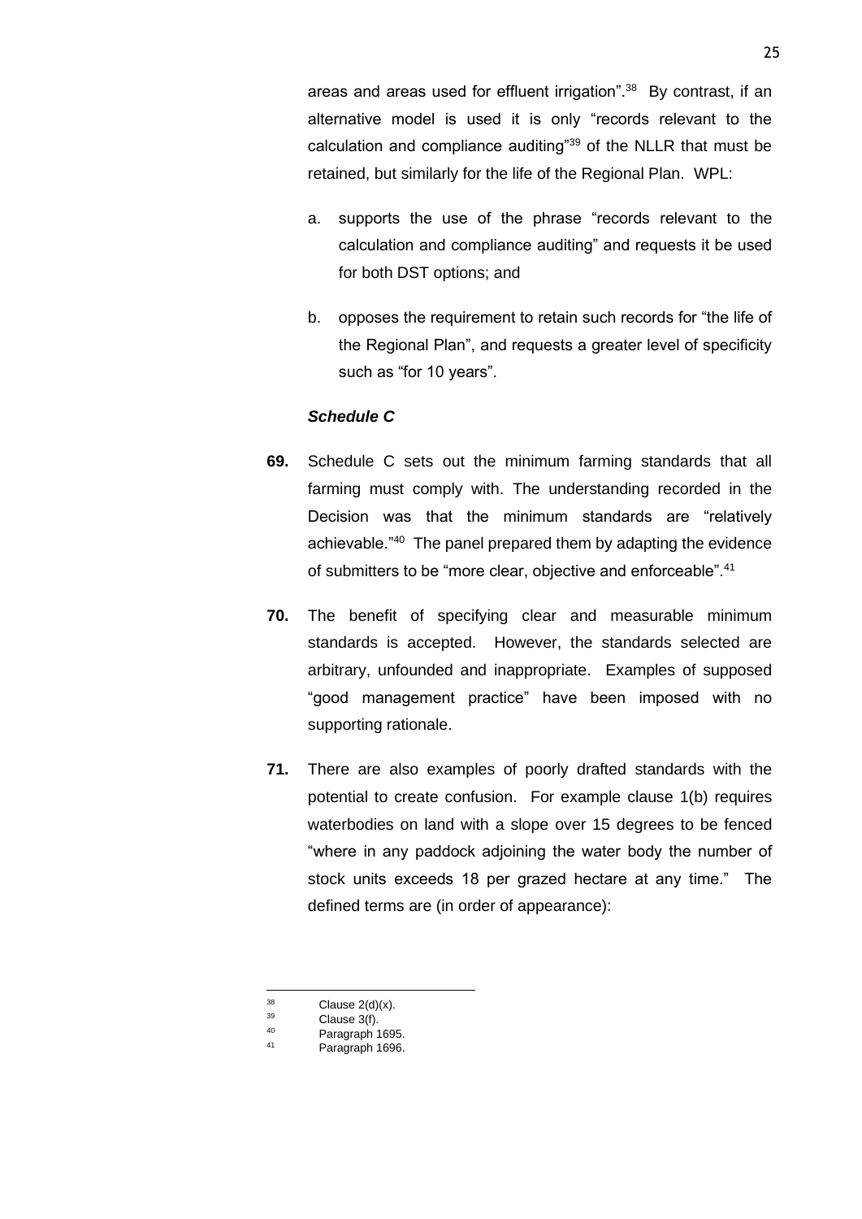areas and areas used for effluent irrigation".[38] By contrast, if an alternative model is used it is only "records relevant to the calculation and compliance auditing"[39] of the NLLR that must be retained, but similarly for the life of the Regional Plan. WPL:

a. supports the use of the phrase "records relevant to the calculation and compliance auditing" and requests it be used for both DST options; and

b. opposes the requirement to retain such records for "the life of the Regional Plan", and requests a greater level of specificity such as "for 10 years".

***Schedule C***

**69.** Schedule C sets out the minimum farming standards that all farming must comply with. The understanding recorded in the Decision was that the minimum standards are "relatively achievable."[40] The panel prepared them by adapting the evidence of submitters to be "more clear, objective and enforceable".[41]

**70.** The benefit of specifying clear and measurable minimum standards is accepted. However, the standards selected are arbitrary, unfounded and inappropriate. Examples of supposed "good management practice" have been imposed with no supporting rationale.

**71.** There are also examples of poorly drafted standards with the potential to create confusion. For example clause 1(b) requires waterbodies on land with a slope over 15 degrees to be fenced "where in any paddock adjoining the water body the number of stock units exceeds 18 per grazed hectare at any time." The defined terms are (in order of appearance):

---

[38] Clause 2(d)(x).

[39] Clause 3(f).

[40] Paragraph 1695.

[41] Paragraph 1696.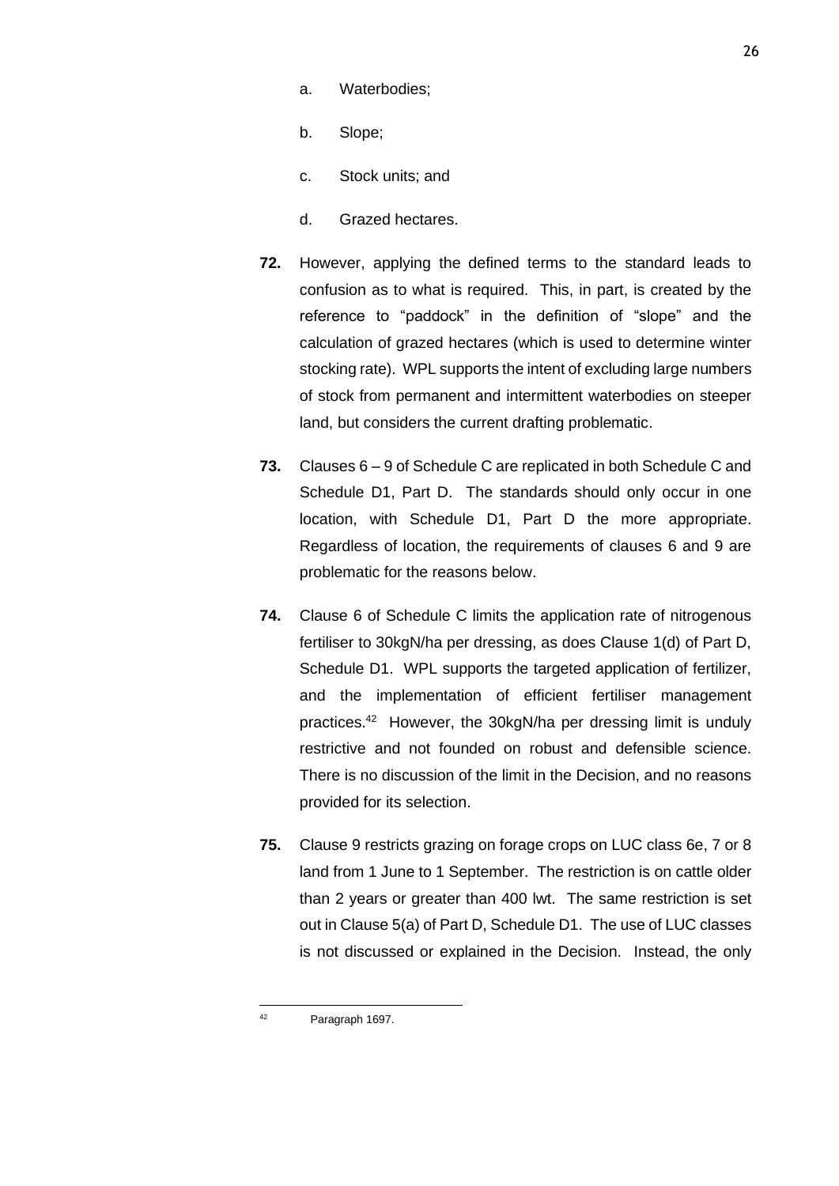a. Waterbodies;

b. Slope;

c. Stock units; and

d. Grazed hectares.

**72.** However, applying the defined terms to the standard leads to confusion as to what is required. This, in part, is created by the reference to "paddock" in the definition of "slope" and the calculation of grazed hectares (which is used to determine winter stocking rate). WPL supports the intent of excluding large numbers of stock from permanent and intermittent waterbodies on steeper land, but considers the current drafting problematic.

**73.** Clauses 6 – 9 of Schedule C are replicated in both Schedule C and Schedule D1, Part D. The standards should only occur in one location, with Schedule D1, Part D the more appropriate. Regardless of location, the requirements of clauses 6 and 9 are problematic for the reasons below.

**74.** Clause 6 of Schedule C limits the application rate of nitrogenous fertiliser to 30kgN/ha per dressing, as does Clause 1(d) of Part D, Schedule D1. WPL supports the targeted application of fertilizer, and the implementation of efficient fertiliser management practices.[42] However, the 30kgN/ha per dressing limit is unduly restrictive and not founded on robust and defensible science. There is no discussion of the limit in the Decision, and no reasons provided for its selection.

**75.** Clause 9 restricts grazing on forage crops on LUC class 6e, 7 or 8 land from 1 June to 1 September. The restriction is on cattle older than 2 years or greater than 400 lwt. The same restriction is set out in Clause 5(a) of Part D, Schedule D1. The use of LUC classes is not discussed or explained in the Decision. Instead, the only

---

[42] Paragraph 1697.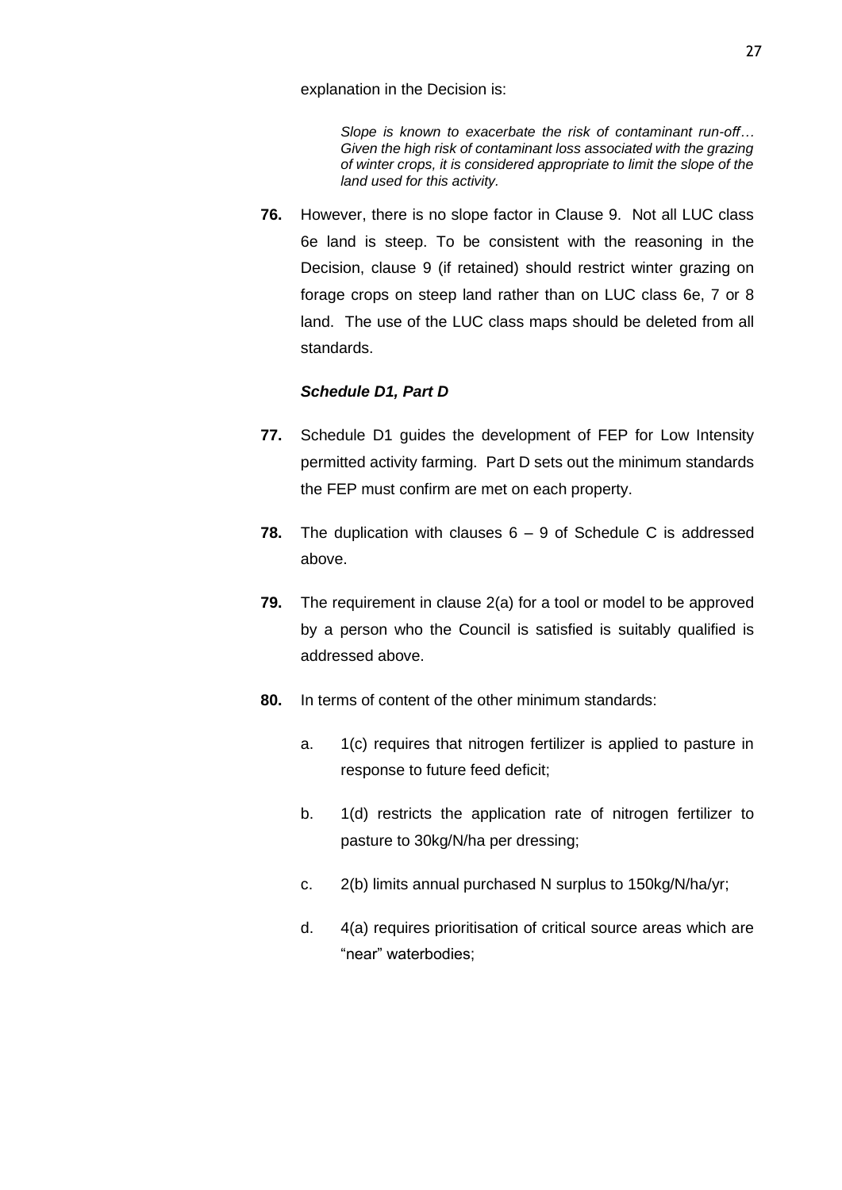explanation in the Decision is:

> *Slope is known to exacerbate the risk of contaminant run-off… Given the high risk of contaminant loss associated with the grazing of winter crops, it is considered appropriate to limit the slope of the land used for this activity.*

**76.** However, there is no slope factor in Clause 9. Not all LUC class 6e land is steep. To be consistent with the reasoning in the Decision, clause 9 (if retained) should restrict winter grazing on forage crops on steep land rather than on LUC class 6e, 7 or 8 land. The use of the LUC class maps should be deleted from all standards.

***Schedule D1, Part D***

**77.** Schedule D1 guides the development of FEP for Low Intensity permitted activity farming. Part D sets out the minimum standards the FEP must confirm are met on each property.

**78.** The duplication with clauses 6 – 9 of Schedule C is addressed above.

**79.** The requirement in clause 2(a) for a tool or model to be approved by a person who the Council is satisfied is suitably qualified is addressed above.

**80.** In terms of content of the other minimum standards:

a. 1(c) requires that nitrogen fertilizer is applied to pasture in response to future feed deficit;

b. 1(d) restricts the application rate of nitrogen fertilizer to pasture to 30kg/N/ha per dressing;

c. 2(b) limits annual purchased N surplus to 150kg/N/ha/yr;

d. 4(a) requires prioritisation of critical source areas which are "near" waterbodies;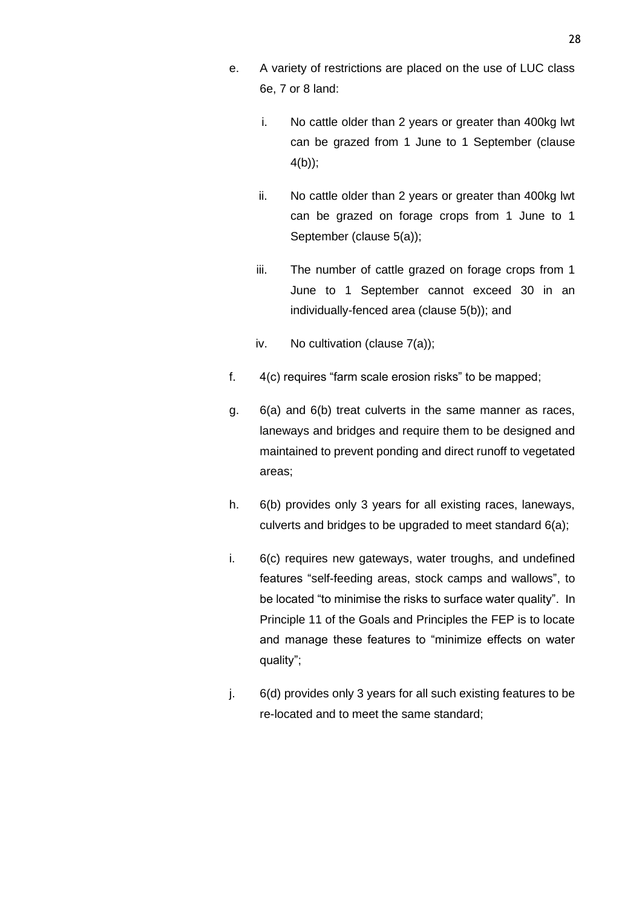e. A variety of restrictions are placed on the use of LUC class 6e, 7 or 8 land:

   i. No cattle older than 2 years or greater than 400kg lwt can be grazed from 1 June to 1 September (clause 4(b));

   ii. No cattle older than 2 years or greater than 400kg lwt can be grazed on forage crops from 1 June to 1 September (clause 5(a));

   iii. The number of cattle grazed on forage crops from 1 June to 1 September cannot exceed 30 in an individually-fenced area (clause 5(b)); and

   iv. No cultivation (clause 7(a));

f. 4(c) requires "farm scale erosion risks" to be mapped;

g. 6(a) and 6(b) treat culverts in the same manner as races, laneways and bridges and require them to be designed and maintained to prevent ponding and direct runoff to vegetated areas;

h. 6(b) provides only 3 years for all existing races, laneways, culverts and bridges to be upgraded to meet standard 6(a);

i. 6(c) requires new gateways, water troughs, and undefined features "self-feeding areas, stock camps and wallows", to be located "to minimise the risks to surface water quality". In Principle 11 of the Goals and Principles the FEP is to locate and manage these features to "minimize effects on water quality";

j. 6(d) provides only 3 years for all such existing features to be re-located and to meet the same standard;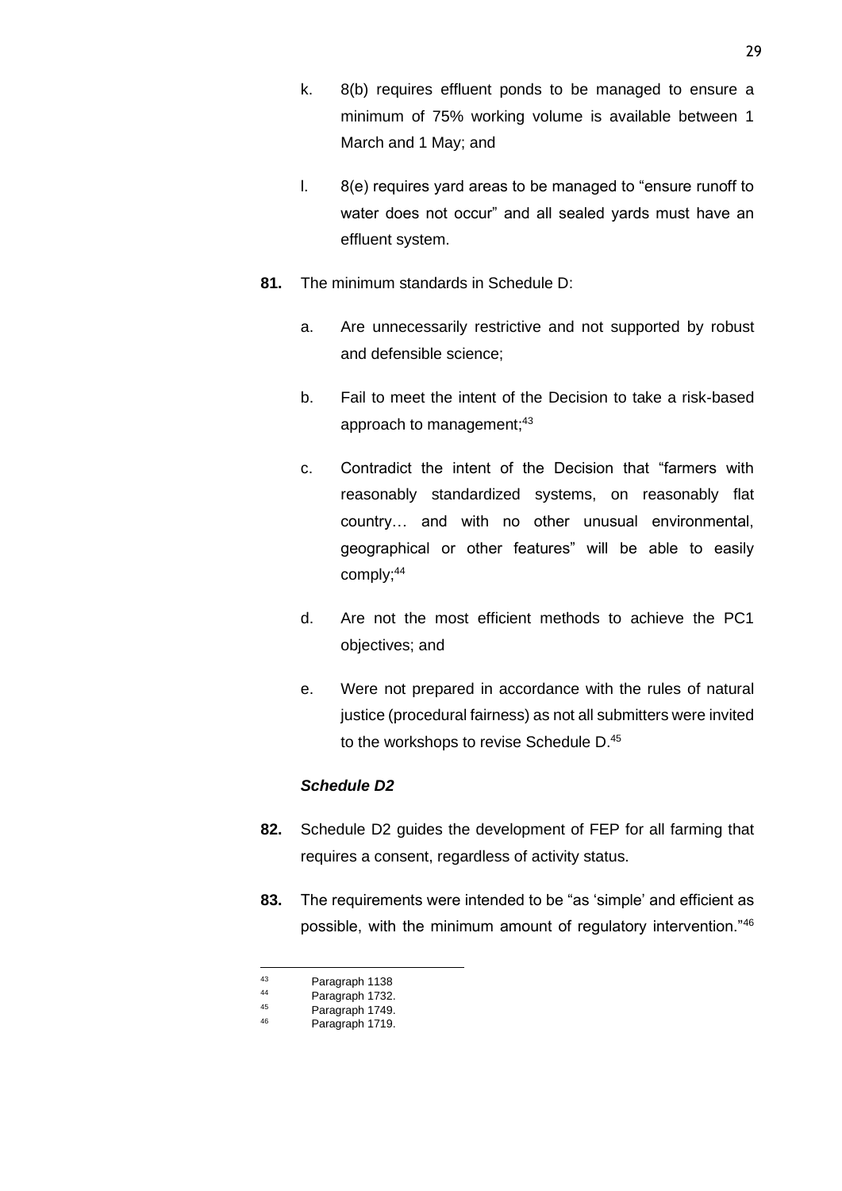k. 8(b) requires effluent ponds to be managed to ensure a minimum of 75% working volume is available between 1 March and 1 May; and

l. 8(e) requires yard areas to be managed to “ensure runoff to water does not occur” and all sealed yards must have an effluent system.

**81.** The minimum standards in Schedule D:

a. Are unnecessarily restrictive and not supported by robust and defensible science;

b. Fail to meet the intent of the Decision to take a risk-based approach to management;[43]

c. Contradict the intent of the Decision that “farmers with reasonably standardized systems, on reasonably flat country… and with no other unusual environmental, geographical or other features” will be able to easily comply;[44]

d. Are not the most efficient methods to achieve the PC1 objectives; and

e. Were not prepared in accordance with the rules of natural justice (procedural fairness) as not all submitters were invited to the workshops to revise Schedule D.[45]

***Schedule D2***

**82.** Schedule D2 guides the development of FEP for all farming that requires a consent, regardless of activity status.

**83.** The requirements were intended to be “as ‘simple’ and efficient as possible, with the minimum amount of regulatory intervention.”[46]

---

[43] Paragraph 1138

[44] Paragraph 1732.

[45] Paragraph 1749.

[46] Paragraph 1719.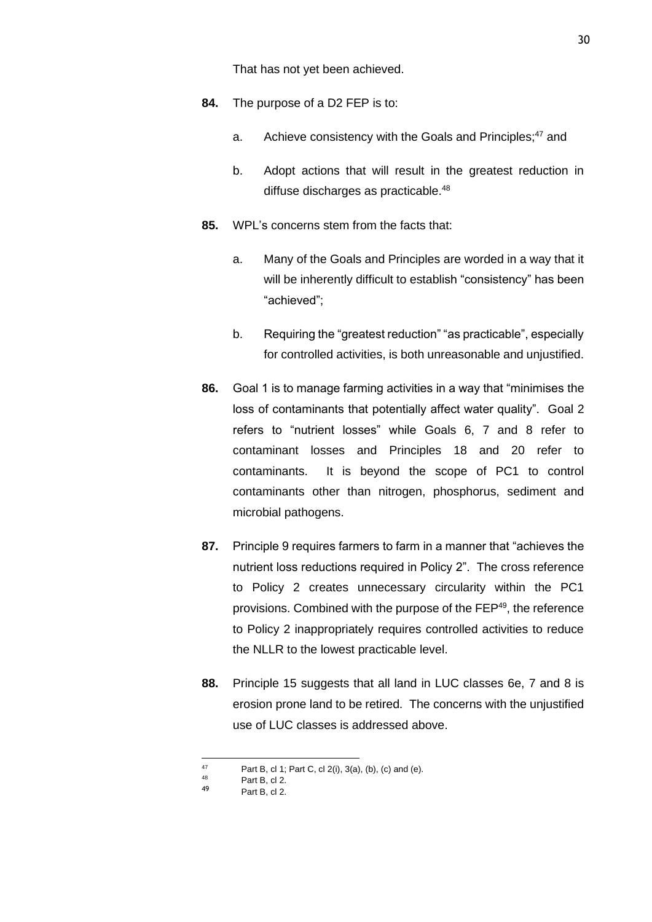That has not yet been achieved.

**84.** The purpose of a D2 FEP is to:

a. Achieve consistency with the Goals and Principles;[47] and

b. Adopt actions that will result in the greatest reduction in diffuse discharges as practicable.[48]

**85.** WPL's concerns stem from the facts that:

a. Many of the Goals and Principles are worded in a way that it will be inherently difficult to establish "consistency" has been "achieved";

b. Requiring the "greatest reduction" "as practicable", especially for controlled activities, is both unreasonable and unjustified.

**86.** Goal 1 is to manage farming activities in a way that "minimises the loss of contaminants that potentially affect water quality". Goal 2 refers to "nutrient losses" while Goals 6, 7 and 8 refer to contaminant losses and Principles 18 and 20 refer to contaminants. It is beyond the scope of PC1 to control contaminants other than nitrogen, phosphorus, sediment and microbial pathogens.

**87.** Principle 9 requires farmers to farm in a manner that "achieves the nutrient loss reductions required in Policy 2". The cross reference to Policy 2 creates unnecessary circularity within the PC1 provisions. Combined with the purpose of the FEP[49], the reference to Policy 2 inappropriately requires controlled activities to reduce the NLLR to the lowest practicable level.

**88.** Principle 15 suggests that all land in LUC classes 6e, 7 and 8 is erosion prone land to be retired. The concerns with the unjustified use of LUC classes is addressed above.

---

[47] Part B, cl 1; Part C, cl 2(i), 3(a), (b), (c) and (e).

[48] Part B, cl 2.

[49] Part B, cl 2.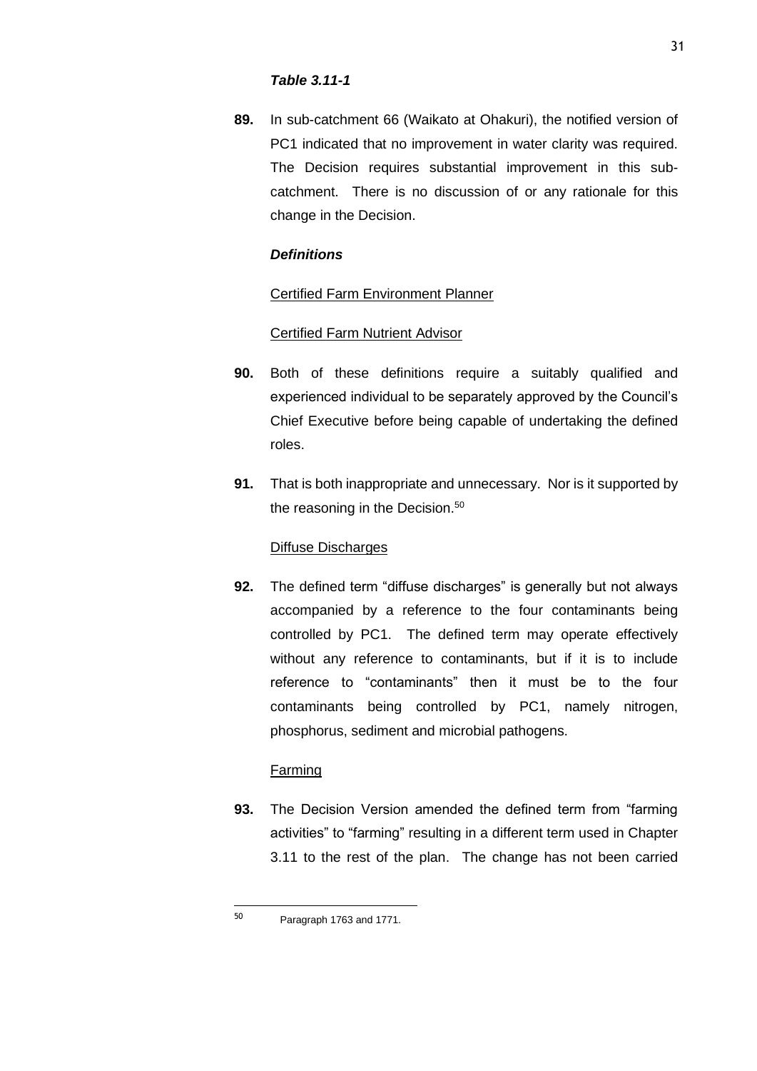***Table 3.11-1***

**89.** In sub-catchment 66 (Waikato at Ohakuri), the notified version of PC1 indicated that no improvement in water clarity was required. The Decision requires substantial improvement in this sub-catchment. There is no discussion of or any rationale for this change in the Decision.

***Definitions***

Certified Farm Environment Planner

Certified Farm Nutrient Advisor

**90.** Both of these definitions require a suitably qualified and experienced individual to be separately approved by the Council's Chief Executive before being capable of undertaking the defined roles.

**91.** That is both inappropriate and unnecessary. Nor is it supported by the reasoning in the Decision.[50]

Diffuse Discharges

**92.** The defined term "diffuse discharges" is generally but not always accompanied by a reference to the four contaminants being controlled by PC1. The defined term may operate effectively without any reference to contaminants, but if it is to include reference to "contaminants" then it must be to the four contaminants being controlled by PC1, namely nitrogen, phosphorus, sediment and microbial pathogens.

Farming

**93.** The Decision Version amended the defined term from "farming activities" to "farming" resulting in a different term used in Chapter 3.11 to the rest of the plan. The change has not been carried

---

[50] Paragraph 1763 and 1771.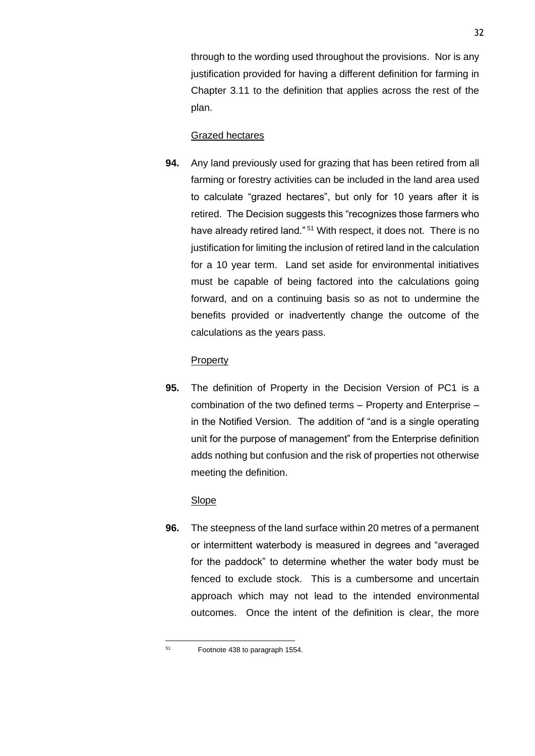through to the wording used throughout the provisions. Nor is any justification provided for having a different definition for farming in Chapter 3.11 to the definition that applies across the rest of the plan.

<u>Grazed hectares</u>

**94.** Any land previously used for grazing that has been retired from all farming or forestry activities can be included in the land area used to calculate "grazed hectares", but only for 10 years after it is retired. The Decision suggests this "recognizes those farmers who have already retired land." [51] With respect, it does not. There is no justification for limiting the inclusion of retired land in the calculation for a 10 year term. Land set aside for environmental initiatives must be capable of being factored into the calculations going forward, and on a continuing basis so as not to undermine the benefits provided or inadvertently change the outcome of the calculations as the years pass.

<u>Property</u>

**95.** The definition of Property in the Decision Version of PC1 is a combination of the two defined terms – Property and Enterprise – in the Notified Version. The addition of "and is a single operating unit for the purpose of management" from the Enterprise definition adds nothing but confusion and the risk of properties not otherwise meeting the definition.

<u>Slope</u>

**96.** The steepness of the land surface within 20 metres of a permanent or intermittent waterbody is measured in degrees and "averaged for the paddock" to determine whether the water body must be fenced to exclude stock. This is a cumbersome and uncertain approach which may not lead to the intended environmental outcomes. Once the intent of the definition is clear, the more

---

[51] Footnote 438 to paragraph 1554.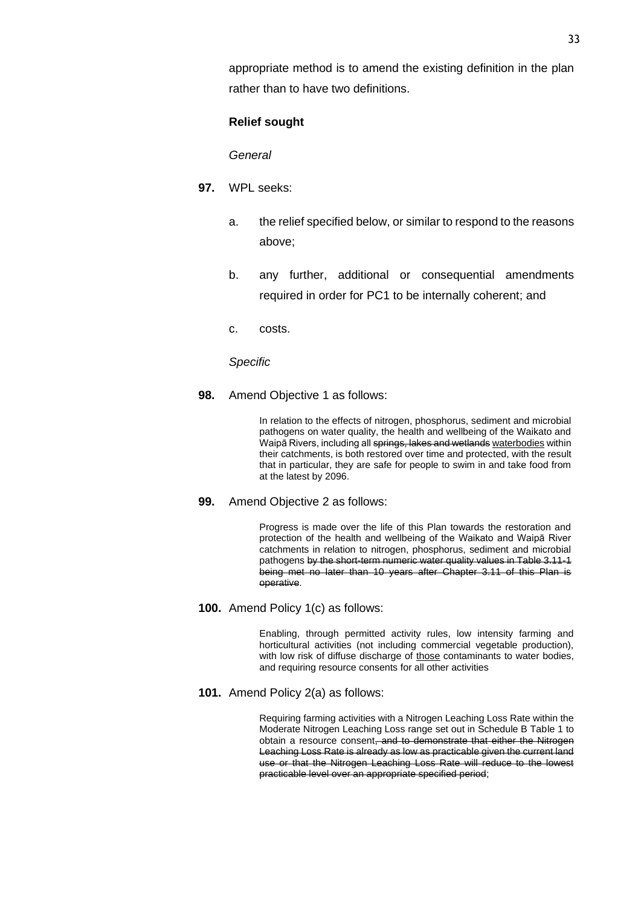appropriate method is to amend the existing definition in the plan rather than to have two definitions.

**Relief sought**

*General*

**97.** WPL seeks:

a. the relief specified below, or similar to respond to the reasons above;

b. any further, additional or consequential amendments required in order for PC1 to be internally coherent; and

c. costs.

*Specific*

**98.** Amend Objective 1 as follows:

> In relation to the effects of nitrogen, phosphorus, sediment and microbial pathogens on water quality, the health and wellbeing of the Waikato and Waipā Rivers, including all ~~springs, lakes and wetlands~~ <u>waterbodies</u> within their catchments, is both restored over time and protected, with the result that in particular, they are safe for people to swim in and take food from at the latest by 2096.

**99.** Amend Objective 2 as follows:

> Progress is made over the life of this Plan towards the restoration and protection of the health and wellbeing of the Waikato and Waipā River catchments in relation to nitrogen, phosphorus, sediment and microbial pathogens ~~by the short-term numeric water quality values in Table 3.11-1 being met no later than 10 years after Chapter 3.11 of this Plan is operative~~.

**100.** Amend Policy 1(c) as follows:

> Enabling, through permitted activity rules, low intensity farming and horticultural activities (not including commercial vegetable production), with low risk of diffuse discharge of <u>those</u> contaminants to water bodies, and requiring resource consents for all other activities

**101.** Amend Policy 2(a) as follows:

> Requiring farming activities with a Nitrogen Leaching Loss Rate within the Moderate Nitrogen Leaching Loss range set out in Schedule B Table 1 to obtain a resource consent~~, and to demonstrate that either the Nitrogen Leaching Loss Rate is already as low as practicable given the current land use or that the Nitrogen Leaching Loss Rate will reduce to the lowest practicable level over an appropriate specified period~~;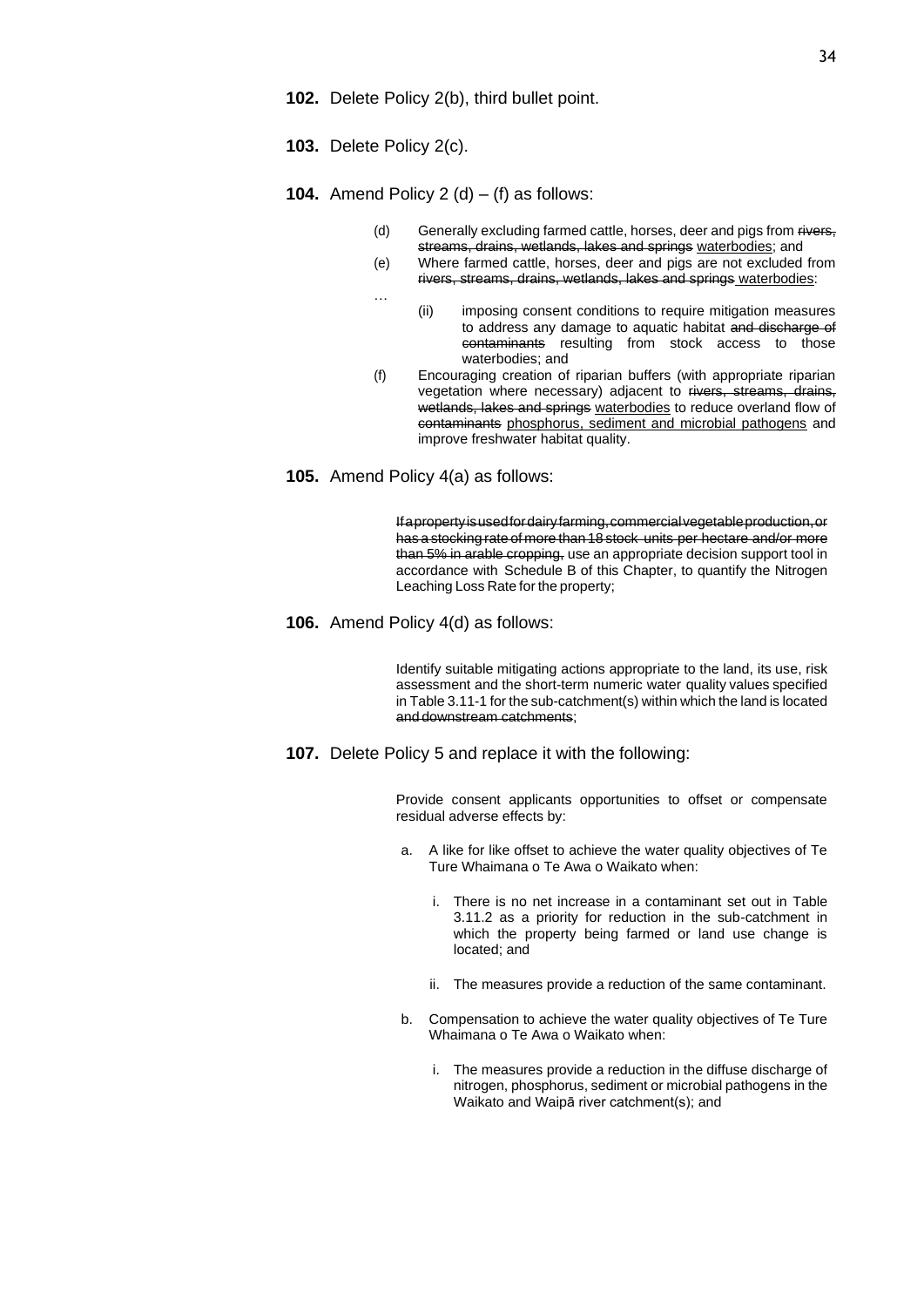**102.** Delete Policy 2(b), third bullet point.

**103.** Delete Policy 2(c).

**104.** Amend Policy 2 (d) – (f) as follows:

> (d) Generally excluding farmed cattle, horses, deer and pigs from ~~rivers, streams, drains, wetlands, lakes and springs~~ <u>waterbodies</u>; and
>
> (e) Where farmed cattle, horses, deer and pigs are not excluded from ~~rivers, streams, drains, wetlands, lakes and springs~~ <u>waterbodies</u>:
>
> …
>
> (ii) imposing consent conditions to require mitigation measures to address any damage to aquatic habitat ~~and discharge of contaminants~~ resulting from stock access to those waterbodies; and
>
> (f) Encouraging creation of riparian buffers (with appropriate riparian vegetation where necessary) adjacent to ~~rivers, streams, drains, wetlands, lakes and springs~~ <u>waterbodies</u> to reduce overland flow of ~~contaminants~~ <u>phosphorus, sediment and microbial pathogens</u> and improve freshwater habitat quality.

**105.** Amend Policy 4(a) as follows:

> ~~If a property is used for dairy farming, commercial vegetable production, or has a stocking rate of more than 18 stock units per hectare and/or more than 5% in arable cropping,~~ use an appropriate decision support tool in accordance with Schedule B of this Chapter, to quantify the Nitrogen Leaching Loss Rate for the property;

**106.** Amend Policy 4(d) as follows:

> Identify suitable mitigating actions appropriate to the land, its use, risk assessment and the short-term numeric water quality values specified in Table 3.11-1 for the sub-catchment(s) within which the land is located ~~and downstream catchments~~;

**107.** Delete Policy 5 and replace it with the following:

> Provide consent applicants opportunities to offset or compensate residual adverse effects by:
>
> a. A like for like offset to achieve the water quality objectives of Te Ture Whaimana o Te Awa o Waikato when:
>
> i. There is no net increase in a contaminant set out in Table 3.11.2 as a priority for reduction in the sub-catchment in which the property being farmed or land use change is located; and
>
> ii. The measures provide a reduction of the same contaminant.
>
> b. Compensation to achieve the water quality objectives of Te Ture Whaimana o Te Awa o Waikato when:
>
> i. The measures provide a reduction in the diffuse discharge of nitrogen, phosphorus, sediment or microbial pathogens in the Waikato and Waipā river catchment(s); and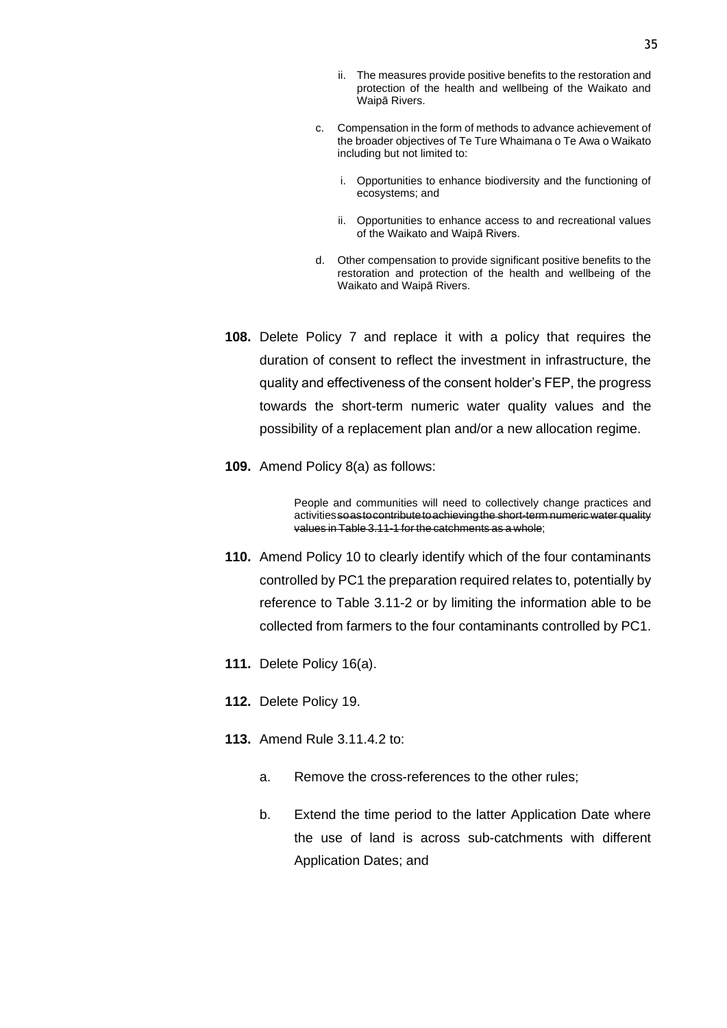ii. The measures provide positive benefits to the restoration and protection of the health and wellbeing of the Waikato and Waipā Rivers.

  c. Compensation in the form of methods to advance achievement of the broader objectives of Te Ture Whaimana o Te Awa o Waikato including but not limited to:

    i. Opportunities to enhance biodiversity and the functioning of ecosystems; and

    ii. Opportunities to enhance access to and recreational values of the Waikato and Waipā Rivers.

  d. Other compensation to provide significant positive benefits to the restoration and protection of the health and wellbeing of the Waikato and Waipā Rivers.

**108.** Delete Policy 7 and replace it with a policy that requires the duration of consent to reflect the investment in infrastructure, the quality and effectiveness of the consent holder's FEP, the progress towards the short-term numeric water quality values and the possibility of a replacement plan and/or a new allocation regime.

**109.** Amend Policy 8(a) as follows:

> People and communities will need to collectively change practices and activities ~~so as to contribute to achieving the short-term numeric water quality values in Table 3.11-1 for the catchments as a whole~~;

**110.** Amend Policy 10 to clearly identify which of the four contaminants controlled by PC1 the preparation required relates to, potentially by reference to Table 3.11-2 or by limiting the information able to be collected from farmers to the four contaminants controlled by PC1.

**111.** Delete Policy 16(a).

**112.** Delete Policy 19.

**113.** Amend Rule 3.11.4.2 to:

  a. Remove the cross-references to the other rules;

  b. Extend the time period to the latter Application Date where the use of land is across sub-catchments with different Application Dates; and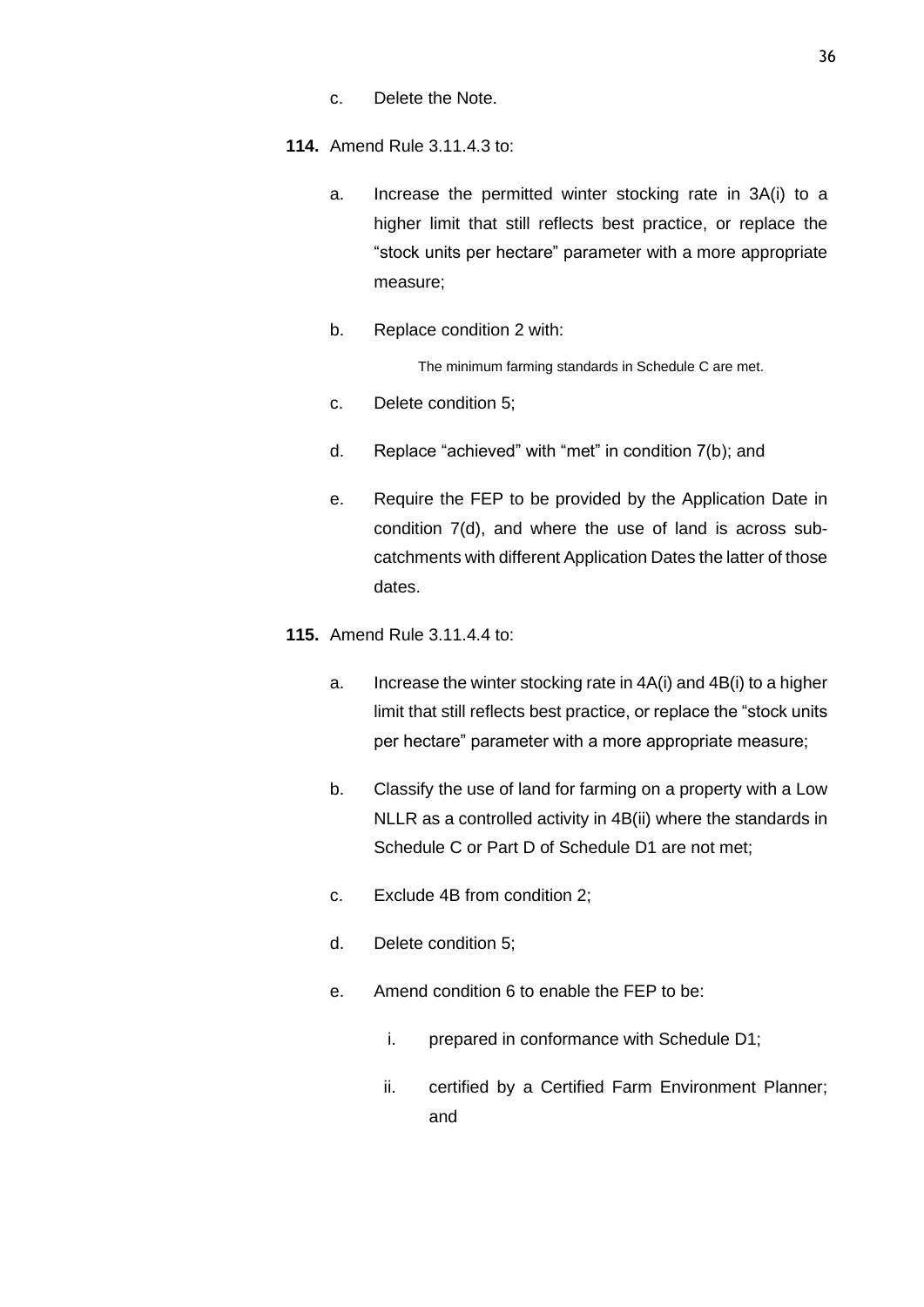c. Delete the Note.

**114.** Amend Rule 3.11.4.3 to:

a. Increase the permitted winter stocking rate in 3A(i) to a higher limit that still reflects best practice, or replace the "stock units per hectare" parameter with a more appropriate measure;

b. Replace condition 2 with:

> The minimum farming standards in Schedule C are met.

c. Delete condition 5;

d. Replace "achieved" with "met" in condition 7(b); and

e. Require the FEP to be provided by the Application Date in condition 7(d), and where the use of land is across sub-catchments with different Application Dates the latter of those dates.

**115.** Amend Rule 3.11.4.4 to:

a. Increase the winter stocking rate in 4A(i) and 4B(i) to a higher limit that still reflects best practice, or replace the "stock units per hectare" parameter with a more appropriate measure;

b. Classify the use of land for farming on a property with a Low NLLR as a controlled activity in 4B(ii) where the standards in Schedule C or Part D of Schedule D1 are not met;

c. Exclude 4B from condition 2;

d. Delete condition 5;

e. Amend condition 6 to enable the FEP to be:

   i. prepared in conformance with Schedule D1;

   ii. certified by a Certified Farm Environment Planner; and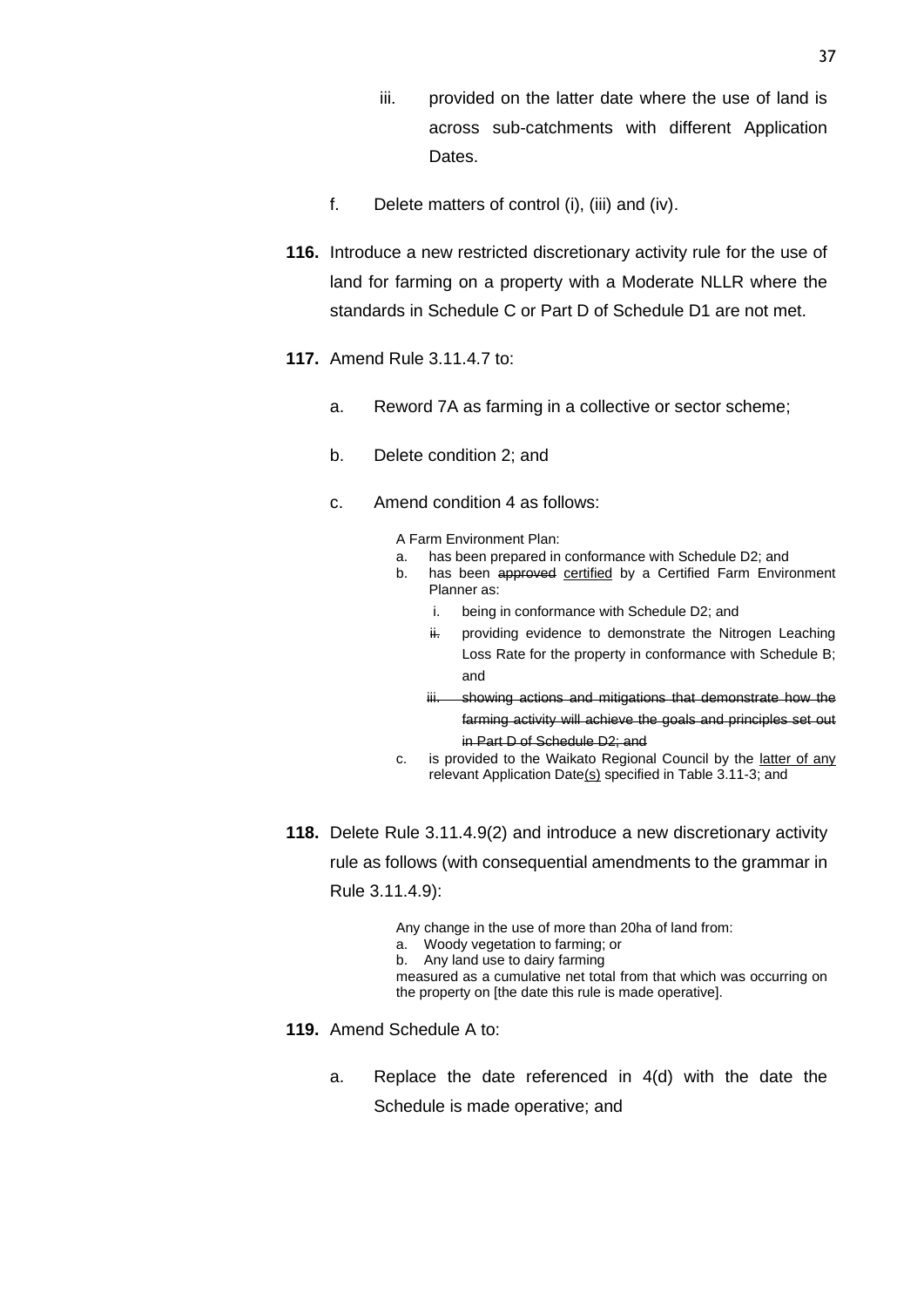iii. provided on the latter date where the use of land is across sub-catchments with different Application Dates.

   f. Delete matters of control (i), (iii) and (iv).

**116.** Introduce a new restricted discretionary activity rule for the use of land for farming on a property with a Moderate NLLR where the standards in Schedule C or Part D of Schedule D1 are not met.

**117.** Amend Rule 3.11.4.7 to:

   a. Reword 7A as farming in a collective or sector scheme;

   b. Delete condition 2; and

   c. Amend condition 4 as follows:

      A Farm Environment Plan:

      a. has been prepared in conformance with Schedule D2; and
      b. has been ~~approved~~ <u>certified</u> by a Certified Farm Environment Planner as:
         i. being in conformance with Schedule D2; and
         ~~ii.~~ providing evidence to demonstrate the Nitrogen Leaching Loss Rate for the property in conformance with Schedule B; and
         ~~iii. showing actions and mitigations that demonstrate how the farming activity will achieve the goals and principles set out in Part D of Schedule D2; and~~
      c. is provided to the Waikato Regional Council by the <u>latter of any</u> relevant Application Date<u>(s)</u> specified in Table 3.11-3; and

**118.** Delete Rule 3.11.4.9(2) and introduce a new discretionary activity rule as follows (with consequential amendments to the grammar in Rule 3.11.4.9):

   Any change in the use of more than 20ha of land from:
   a. Woody vegetation to farming; or
   b. Any land use to dairy farming
   measured as a cumulative net total from that which was occurring on the property on [the date this rule is made operative].

**119.** Amend Schedule A to:

   a. Replace the date referenced in 4(d) with the date the Schedule is made operative; and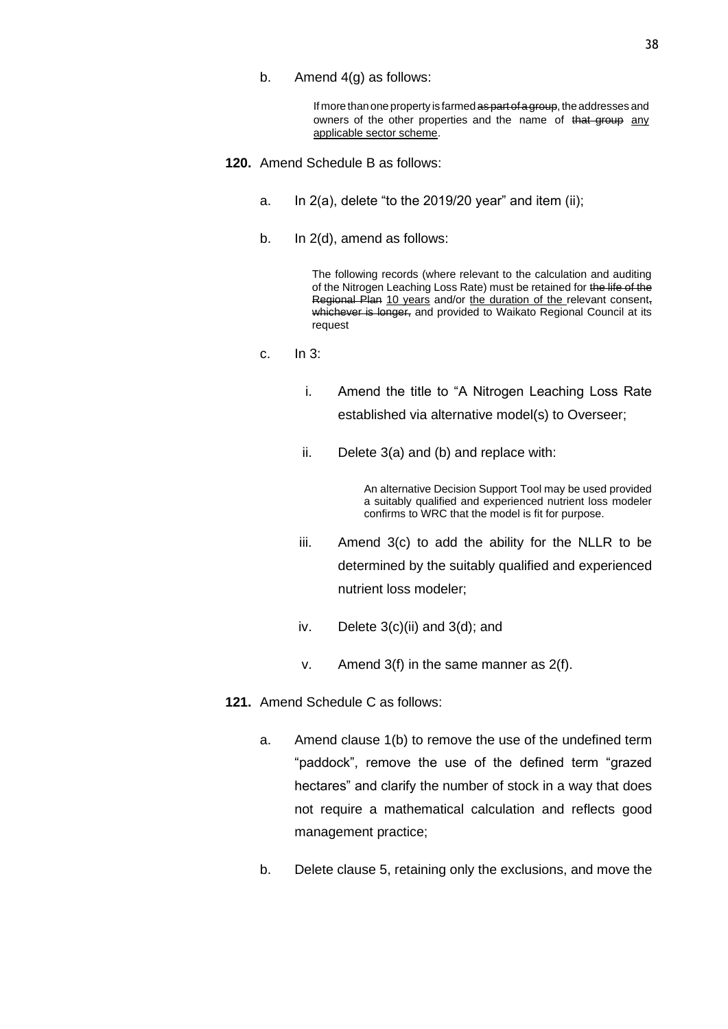b. Amend 4(g) as follows:

> If more than one property is farmed ~~as part of a group~~, the addresses and owners of the other properties and the name of ~~that group~~ <u>any applicable sector scheme</u>.

**120.** Amend Schedule B as follows:

a. In 2(a), delete "to the 2019/20 year" and item (ii);

b. In 2(d), amend as follows:

> The following records (where relevant to the calculation and auditing of the Nitrogen Leaching Loss Rate) must be retained for ~~the life of the Regional Plan~~ <u>10 years</u> and/or <u>the duration of the</u> relevant consent~~, whichever is longer,~~ and provided to Waikato Regional Council at its request

c. In 3:

i. Amend the title to "A Nitrogen Leaching Loss Rate established via alternative model(s) to Overseer;

ii. Delete 3(a) and (b) and replace with:

> An alternative Decision Support Tool may be used provided a suitably qualified and experienced nutrient loss modeler confirms to WRC that the model is fit for purpose.

iii. Amend 3(c) to add the ability for the NLLR to be determined by the suitably qualified and experienced nutrient loss modeler;

iv. Delete 3(c)(ii) and 3(d); and

v. Amend 3(f) in the same manner as 2(f).

**121.** Amend Schedule C as follows:

a. Amend clause 1(b) to remove the use of the undefined term "paddock", remove the use of the defined term "grazed hectares" and clarify the number of stock in a way that does not require a mathematical calculation and reflects good management practice;

b. Delete clause 5, retaining only the exclusions, and move the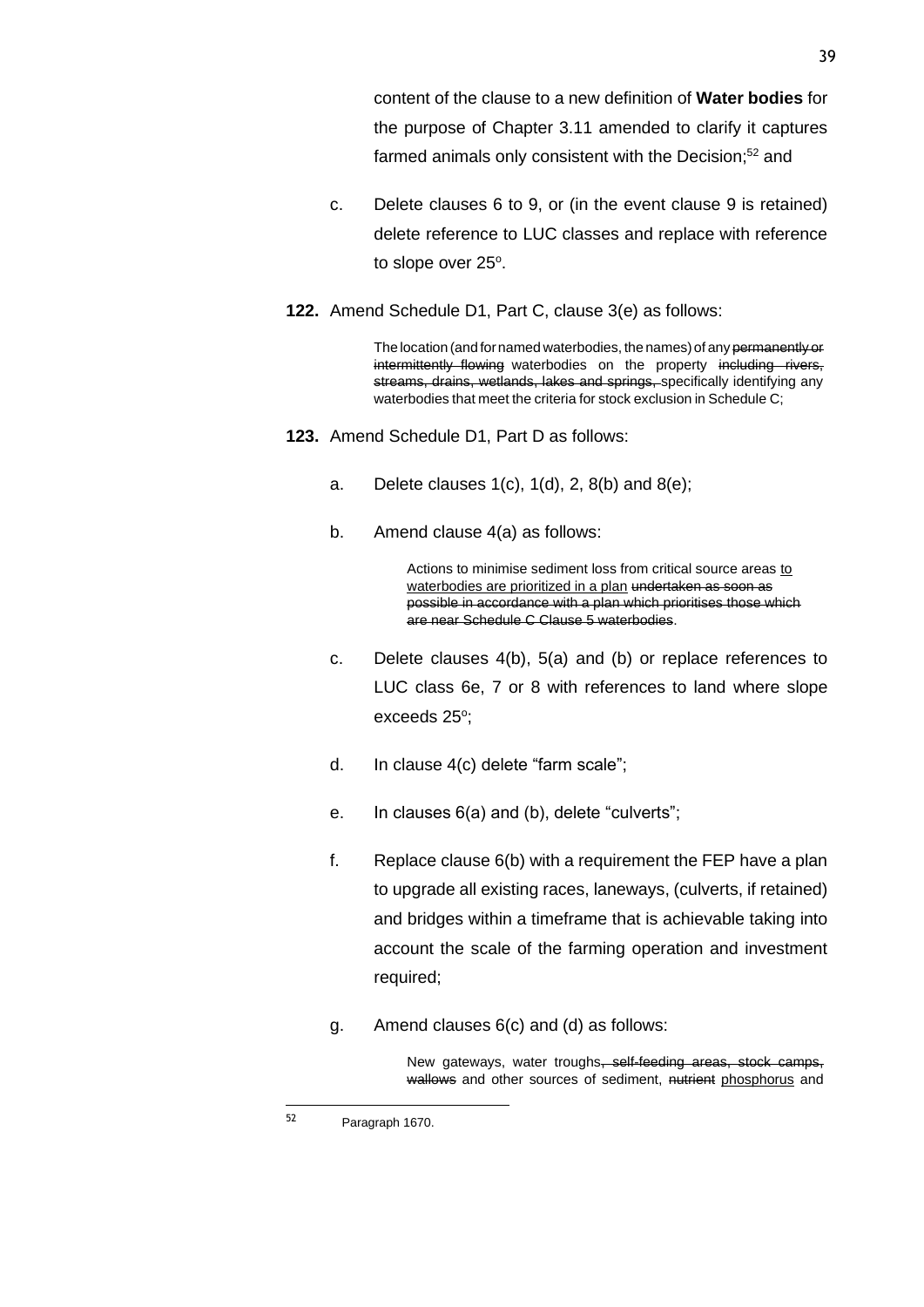content of the clause to a new definition of **Water bodies** for the purpose of Chapter 3.11 amended to clarify it captures farmed animals only consistent with the Decision;[52] and

c. Delete clauses 6 to 9, or (in the event clause 9 is retained) delete reference to LUC classes and replace with reference to slope over 25$^{o}$.

**122.** Amend Schedule D1, Part C, clause 3(e) as follows:

> The location (and for named waterbodies, the names) of any ~~permanently or intermittently flowing~~ waterbodies on the property ~~including rivers, streams, drains, wetlands, lakes and springs,~~ specifically identifying any waterbodies that meet the criteria for stock exclusion in Schedule C;

**123.** Amend Schedule D1, Part D as follows:

a. Delete clauses 1(c), 1(d), 2, 8(b) and 8(e);

b. Amend clause 4(a) as follows:

> Actions to minimise sediment loss from critical source areas <u>to waterbodies are prioritized in a plan</u> ~~undertaken as soon as possible in accordance with a plan which prioritises those which are near Schedule C Clause 5 waterbodies~~.

c. Delete clauses 4(b), 5(a) and (b) or replace references to LUC class 6e, 7 or 8 with references to land where slope exceeds 25$^{o}$;

d. In clause 4(c) delete "farm scale";

e. In clauses 6(a) and (b), delete "culverts";

f. Replace clause 6(b) with a requirement the FEP have a plan to upgrade all existing races, laneways, (culverts, if retained) and bridges within a timeframe that is achievable taking into account the scale of the farming operation and investment required;

g. Amend clauses 6(c) and (d) as follows:

> New gateways, water troughs~~, self-feeding areas, stock camps, wallows~~ and other sources of sediment, ~~nutrient~~ <u>phosphorus</u> and

---

[52] Paragraph 1670.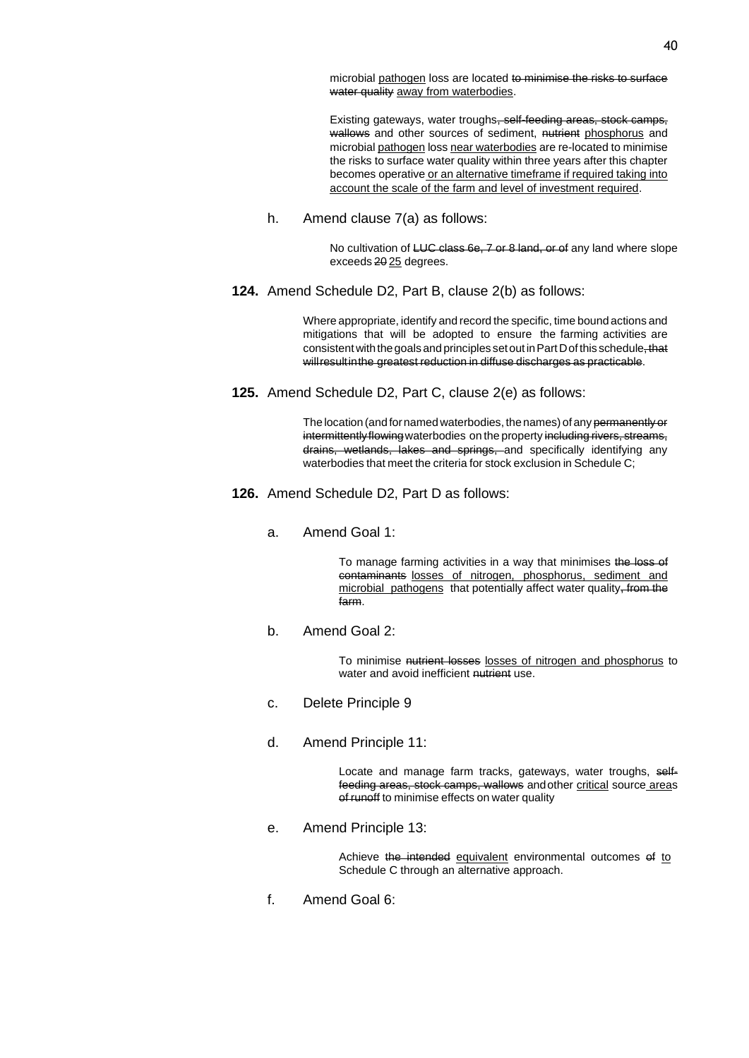microbial <u>pathogen</u> loss are located ~~to minimise the risks to surface water quality~~ <u>away from waterbodies</u>.

Existing gateways, water troughs~~, self-feeding areas, stock camps, wallows~~ and other sources of sediment, ~~nutrient~~ <u>phosphorus</u> and microbial <u>pathogen</u> loss <u>near waterbodies</u> are re-located to minimise the risks to surface water quality within three years after this chapter becomes operative <u>or an alternative timeframe if required taking into account the scale of the farm and level of investment required</u>.

h. Amend clause 7(a) as follows:

> No cultivation of ~~LUC class 6e, 7 or 8 land, or of~~ any land where slope exceeds ~~20~~ <u>25</u> degrees.

**124.** Amend Schedule D2, Part B, clause 2(b) as follows:

> Where appropriate, identify and record the specific, time bound actions and mitigations that will be adopted to ensure the farming activities are consistent with the goals and principles set out in Part D of this schedule~~, that will result in the greatest reduction in diffuse discharges as practicable~~.

**125.** Amend Schedule D2, Part C, clause 2(e) as follows:

> The location (and for named waterbodies, the names) of any ~~permanently or intermittently flowing~~ waterbodies on the property ~~including rivers, streams, drains, wetlands, lakes and springs,~~ and specifically identifying any waterbodies that meet the criteria for stock exclusion in Schedule C;

**126.** Amend Schedule D2, Part D as follows:

a. Amend Goal 1:

> To manage farming activities in a way that minimises ~~the loss of contaminants~~ <u>losses of nitrogen, phosphorus, sediment and microbial pathogens</u> that potentially affect water quality~~, from the farm~~.

b. Amend Goal 2:

> To minimise ~~nutrient losses~~ <u>losses of nitrogen and phosphorus</u> to water and avoid inefficient ~~nutrient~~ use.

c. Delete Principle 9

d. Amend Principle 11:

> Locate and manage farm tracks, gateways, water troughs, ~~self-feeding areas, stock camps, wallows~~ and other <u>critical</u> source<u> area</u>s ~~of runoff~~ to minimise effects on water quality

e. Amend Principle 13:

> Achieve ~~the intended~~ <u>equivalent</u> environmental outcomes ~~of~~ <u>to</u> Schedule C through an alternative approach.

f. Amend Goal 6: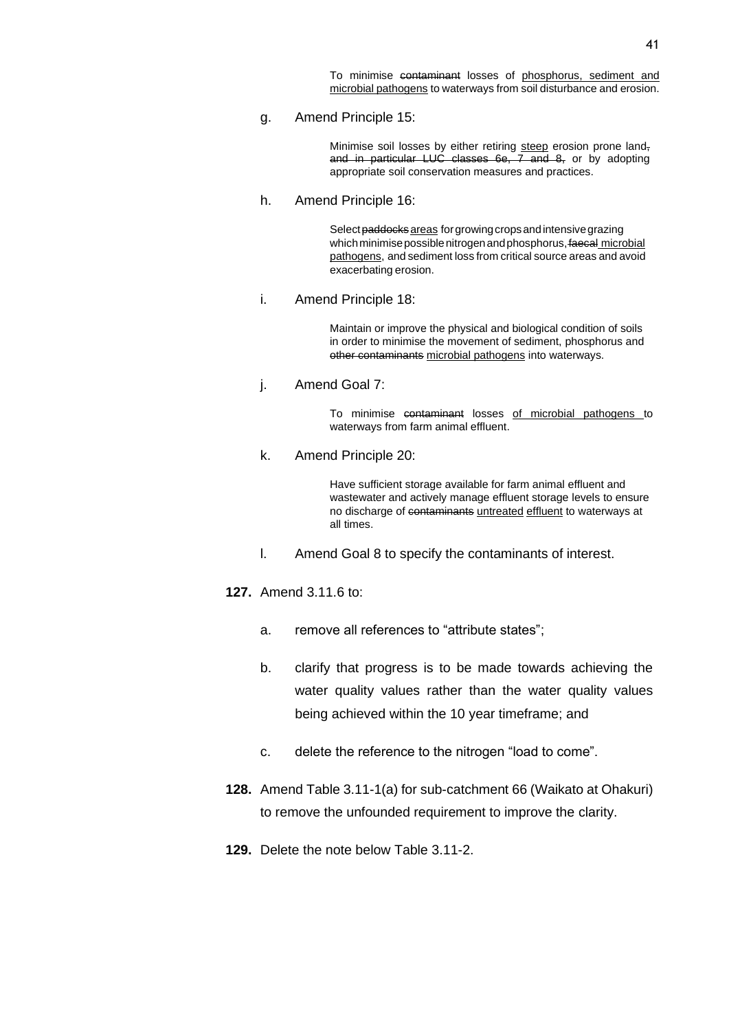> To minimise ~~contaminant~~ losses of <u>phosphorus, sediment and microbial pathogens</u> to waterways from soil disturbance and erosion.

g. Amend Principle 15:

> Minimise soil losses by either retiring <u>steep</u> erosion prone land~~, and in particular LUC classes 6e, 7 and 8,~~ or by adopting appropriate soil conservation measures and practices.

h. Amend Principle 16:

> Select ~~paddocks~~ <u>areas</u> for growing crops and intensive grazing which minimise possible nitrogen and phosphorus, ~~faecal~~ <u>microbial pathogens</u>, and sediment loss from critical source areas and avoid exacerbating erosion.

i. Amend Principle 18:

> Maintain or improve the physical and biological condition of soils in order to minimise the movement of sediment, phosphorus and ~~other contaminants~~ <u>microbial pathogens</u> into waterways.

j. Amend Goal 7:

> To minimise ~~contaminant~~ losses <u>of microbial pathogens</u> to waterways from farm animal effluent.

k. Amend Principle 20:

> Have sufficient storage available for farm animal effluent and wastewater and actively manage effluent storage levels to ensure no discharge of ~~contaminants~~ <u>untreated</u> <u>effluent</u> to waterways at all times.

l. Amend Goal 8 to specify the contaminants of interest.

**127.** Amend 3.11.6 to:

a. remove all references to "attribute states";

b. clarify that progress is to be made towards achieving the water quality values rather than the water quality values being achieved within the 10 year timeframe; and

c. delete the reference to the nitrogen "load to come".

**128.** Amend Table 3.11-1(a) for sub-catchment 66 (Waikato at Ohakuri) to remove the unfounded requirement to improve the clarity.

**129.** Delete the note below Table 3.11-2.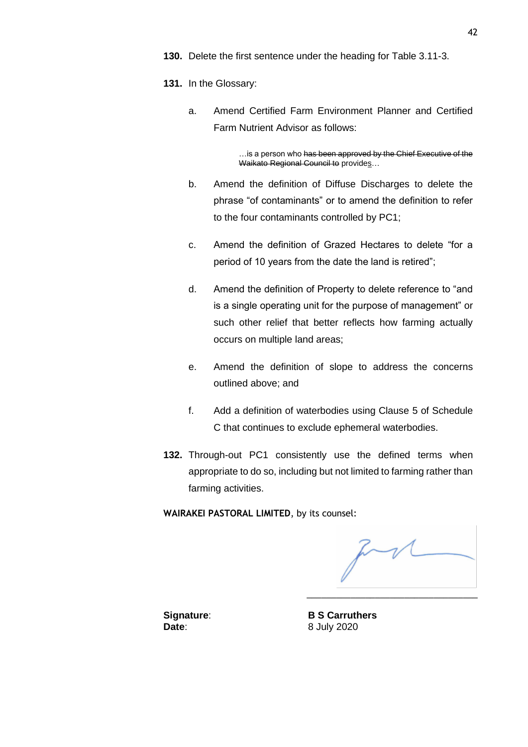130. Delete the first sentence under the heading for Table 3.11-3.

131. In the Glossary:

    a. Amend Certified Farm Environment Planner and Certified Farm Nutrient Advisor as follows:

    > …is a person who ~~has been approved by the Chief Executive of the Waikato Regional Council to~~ provide<u>s</u>…

    b. Amend the definition of Diffuse Discharges to delete the phrase "of contaminants" or to amend the definition to refer to the four contaminants controlled by PC1;

    c. Amend the definition of Grazed Hectares to delete "for a period of 10 years from the date the land is retired";

    d. Amend the definition of Property to delete reference to "and is a single operating unit for the purpose of management" or such other relief that better reflects how farming actually occurs on multiple land areas;

    e. Amend the definition of slope to address the concerns outlined above; and

    f. Add a definition of waterbodies using Clause 5 of Schedule C that continues to exclude ephemeral waterbodies.

132. Through-out PC1 consistently use the defined terms when appropriate to do so, including but not limited to farming rather than farming activities.

**WAIRAKEI PASTORAL LIMITED**, by its counsel:

| | |
|---|---|
| **Signature**: | **B S Carruthers** |
| **Date**: | 8 July 2020 |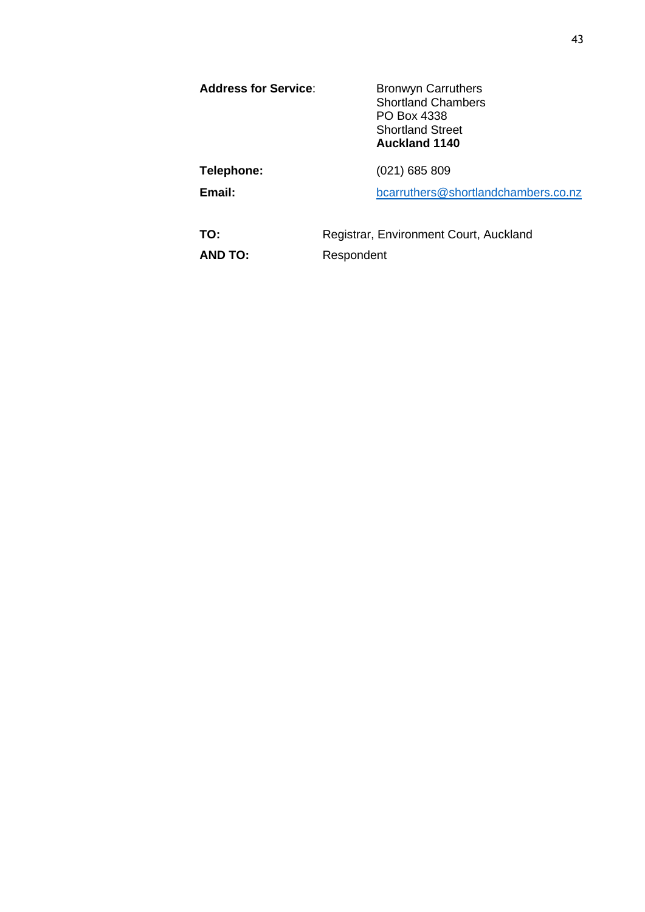| | |
|---|---|
| **Address for Service**: | Bronwyn Carruthers<br>Shortland Chambers<br>PO Box 4338<br>Shortland Street<br>**Auckland 1140** |
| **Telephone:** | (021) 685 809 |
| **Email:** | bcarruthers@shortlandchambers.co.nz |

| | |
|---|---|
| **TO:** | Registrar, Environment Court, Auckland |
| **AND TO:** | Respondent |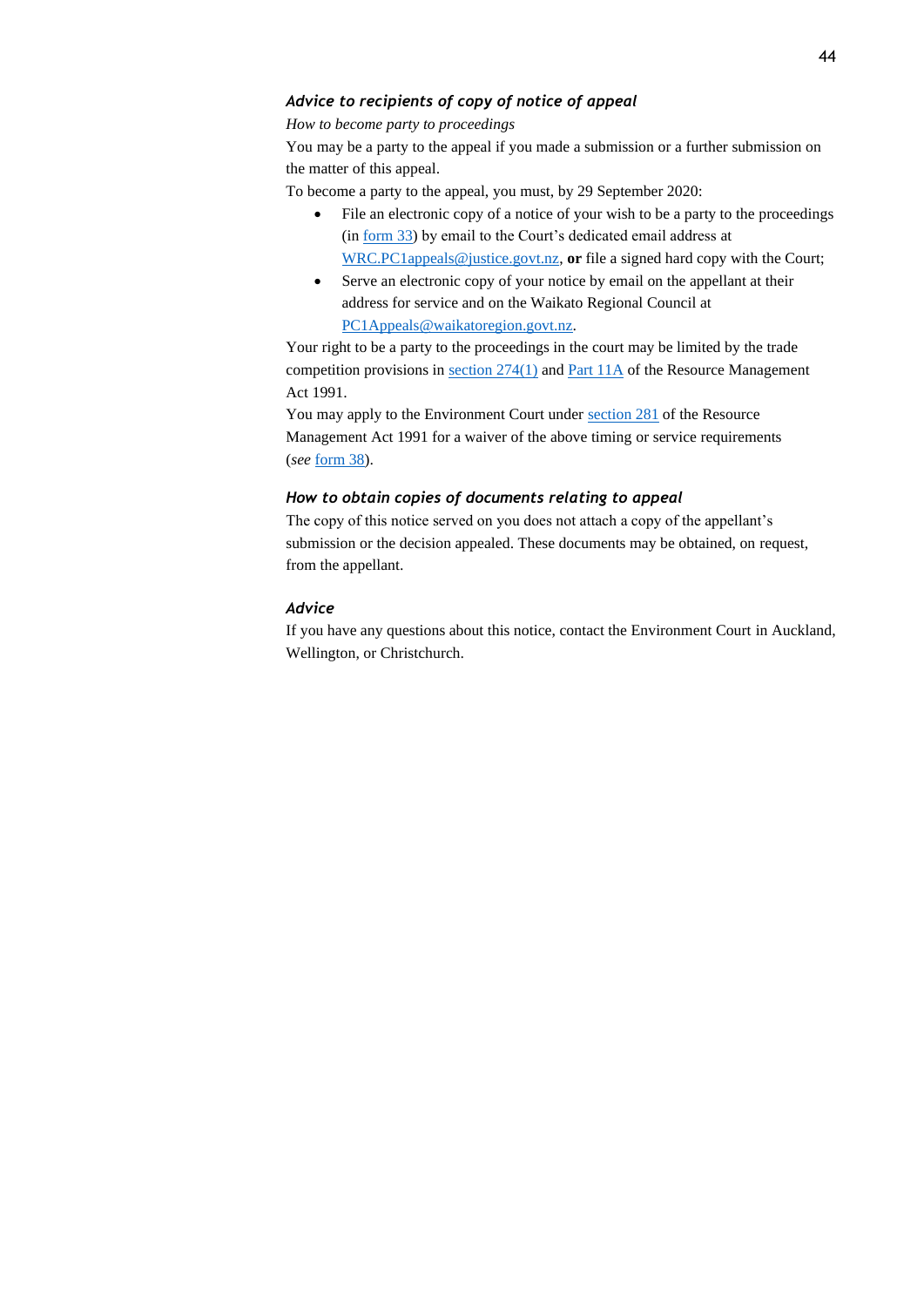### *Advice to recipients of copy of notice of appeal*

*How to become party to proceedings*

You may be a party to the appeal if you made a submission or a further submission on the matter of this appeal.

To become a party to the appeal, you must, by 29 September 2020:

- File an electronic copy of a notice of your wish to be a party to the proceedings (in form 33) by email to the Court's dedicated email address at WRC.PC1appeals@justice.govt.nz, **or** file a signed hard copy with the Court;
- Serve an electronic copy of your notice by email on the appellant at their address for service and on the Waikato Regional Council at PC1Appeals@waikatoregion.govt.nz.

Your right to be a party to the proceedings in the court may be limited by the trade competition provisions in section 274(1) and Part 11A of the Resource Management Act 1991.

You may apply to the Environment Court under section 281 of the Resource Management Act 1991 for a waiver of the above timing or service requirements (*see* form 38).

### *How to obtain copies of documents relating to appeal*

The copy of this notice served on you does not attach a copy of the appellant's submission or the decision appealed. These documents may be obtained, on request, from the appellant.

### *Advice*

If you have any questions about this notice, contact the Environment Court in Auckland, Wellington, or Christchurch.